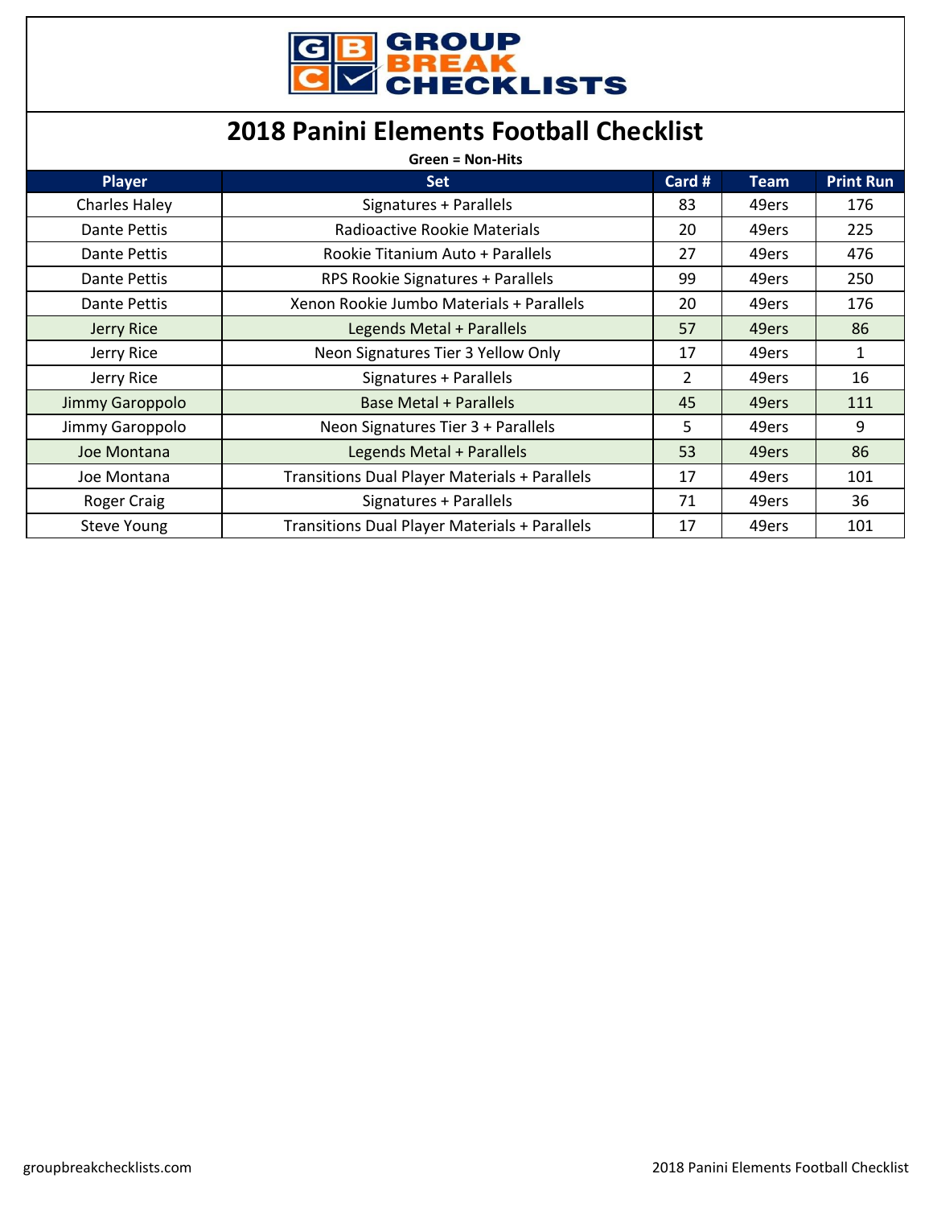# 2018 Panini Elements Football Checklist

**Green = Non-Hits**

| Player | Set | Card # | Team | Print Run |
|---|---|---|---|---|
| Charles Haley | Signatures + Parallels | 83 | 49ers | 176 |
| Dante Pettis | Radioactive Rookie Materials | 20 | 49ers | 225 |
| Dante Pettis | Rookie Titanium Auto + Parallels | 27 | 49ers | 476 |
| Dante Pettis | RPS Rookie Signatures + Parallels | 99 | 49ers | 250 |
| Dante Pettis | Xenon Rookie Jumbo Materials + Parallels | 20 | 49ers | 176 |
| Jerry Rice | Legends Metal + Parallels | 57 | 49ers | 86 |
| Jerry Rice | Neon Signatures Tier 3 Yellow Only | 17 | 49ers | 1 |
| Jerry Rice | Signatures + Parallels | 2 | 49ers | 16 |
| Jimmy Garoppolo | Base Metal + Parallels | 45 | 49ers | 111 |
| Jimmy Garoppolo | Neon Signatures Tier 3 + Parallels | 5 | 49ers | 9 |
| Joe Montana | Legends Metal + Parallels | 53 | 49ers | 86 |
| Joe Montana | Transitions Dual Player Materials + Parallels | 17 | 49ers | 101 |
| Roger Craig | Signatures + Parallels | 71 | 49ers | 36 |
| Steve Young | Transitions Dual Player Materials + Parallels | 17 | 49ers | 101 |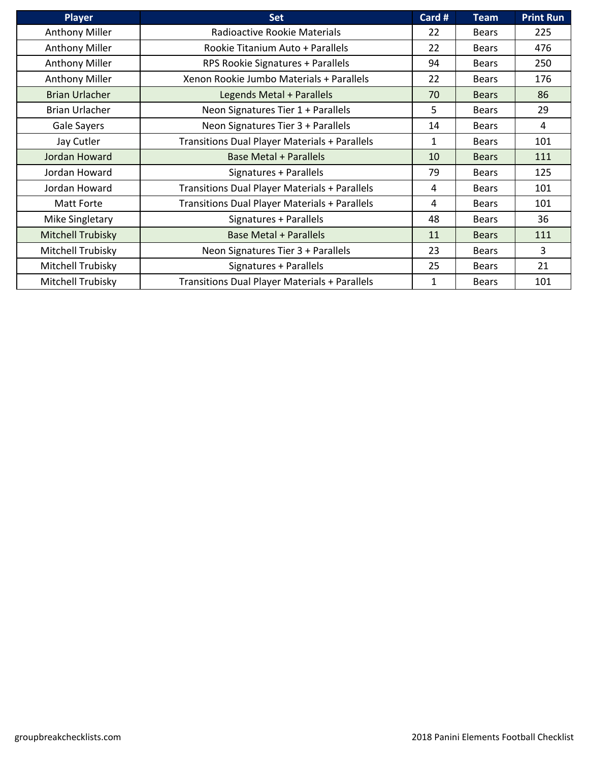| Player | Set | Card # | Team | Print Run |
| --- | --- | --- | --- | --- |
| Anthony Miller | Radioactive Rookie Materials | 22 | Bears | 225 |
| Anthony Miller | Rookie Titanium Auto + Parallels | 22 | Bears | 476 |
| Anthony Miller | RPS Rookie Signatures + Parallels | 94 | Bears | 250 |
| Anthony Miller | Xenon Rookie Jumbo Materials + Parallels | 22 | Bears | 176 |
| Brian Urlacher | Legends Metal + Parallels | 70 | Bears | 86 |
| Brian Urlacher | Neon Signatures Tier 1 + Parallels | 5 | Bears | 29 |
| Gale Sayers | Neon Signatures Tier 3 + Parallels | 14 | Bears | 4 |
| Jay Cutler | Transitions Dual Player Materials + Parallels | 1 | Bears | 101 |
| Jordan Howard | Base Metal + Parallels | 10 | Bears | 111 |
| Jordan Howard | Signatures + Parallels | 79 | Bears | 125 |
| Jordan Howard | Transitions Dual Player Materials + Parallels | 4 | Bears | 101 |
| Matt Forte | Transitions Dual Player Materials + Parallels | 4 | Bears | 101 |
| Mike Singletary | Signatures + Parallels | 48 | Bears | 36 |
| Mitchell Trubisky | Base Metal + Parallels | 11 | Bears | 111 |
| Mitchell Trubisky | Neon Signatures Tier 3 + Parallels | 23 | Bears | 3 |
| Mitchell Trubisky | Signatures + Parallels | 25 | Bears | 21 |
| Mitchell Trubisky | Transitions Dual Player Materials + Parallels | 1 | Bears | 101 |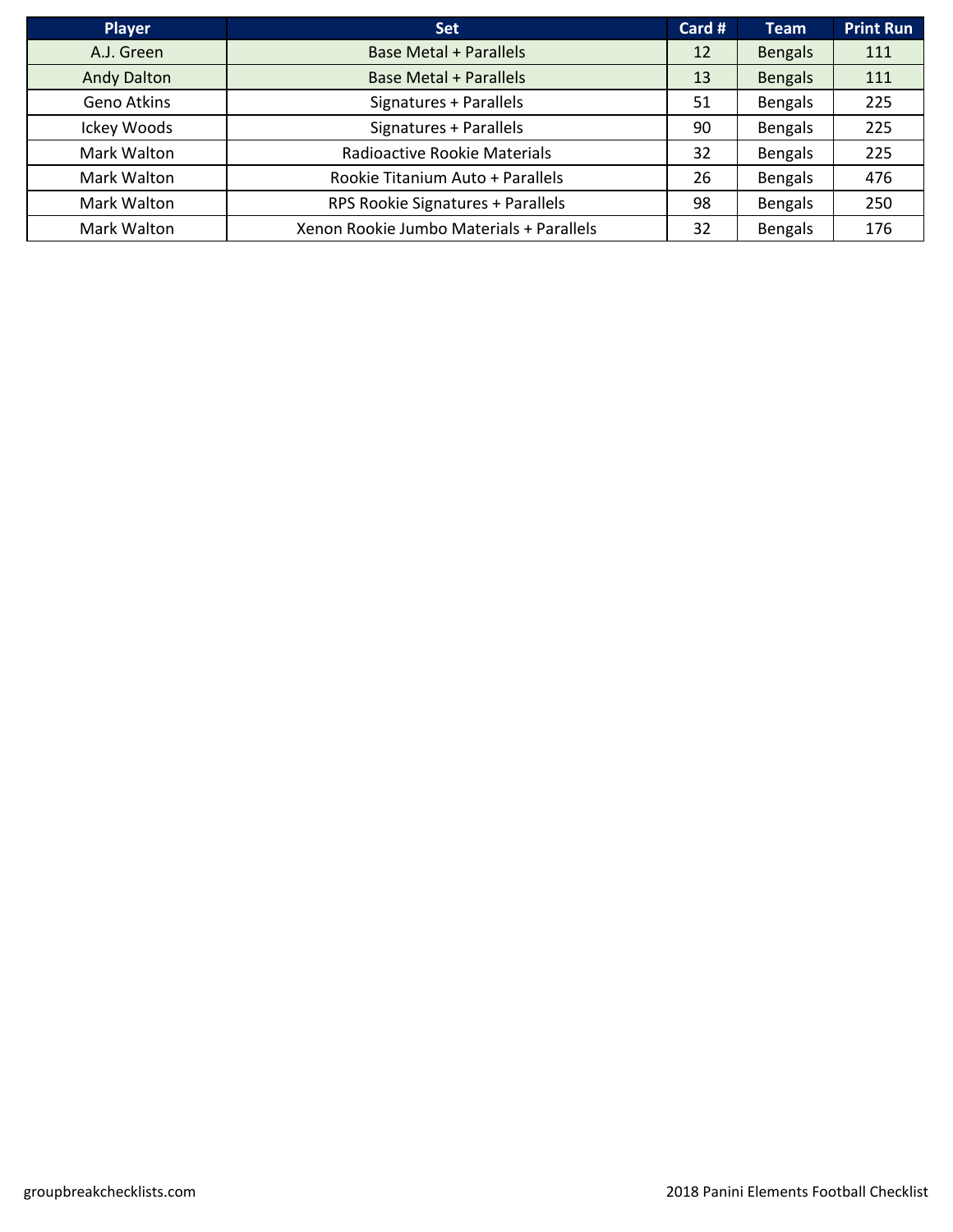| Player | Set | Card # | Team | Print Run |
|---|---|---|---|---|
| A.J. Green | Base Metal + Parallels | 12 | Bengals | 111 |
| Andy Dalton | Base Metal + Parallels | 13 | Bengals | 111 |
| Geno Atkins | Signatures + Parallels | 51 | Bengals | 225 |
| Ickey Woods | Signatures + Parallels | 90 | Bengals | 225 |
| Mark Walton | Radioactive Rookie Materials | 32 | Bengals | 225 |
| Mark Walton | Rookie Titanium Auto + Parallels | 26 | Bengals | 476 |
| Mark Walton | RPS Rookie Signatures + Parallels | 98 | Bengals | 250 |
| Mark Walton | Xenon Rookie Jumbo Materials + Parallels | 32 | Bengals | 176 |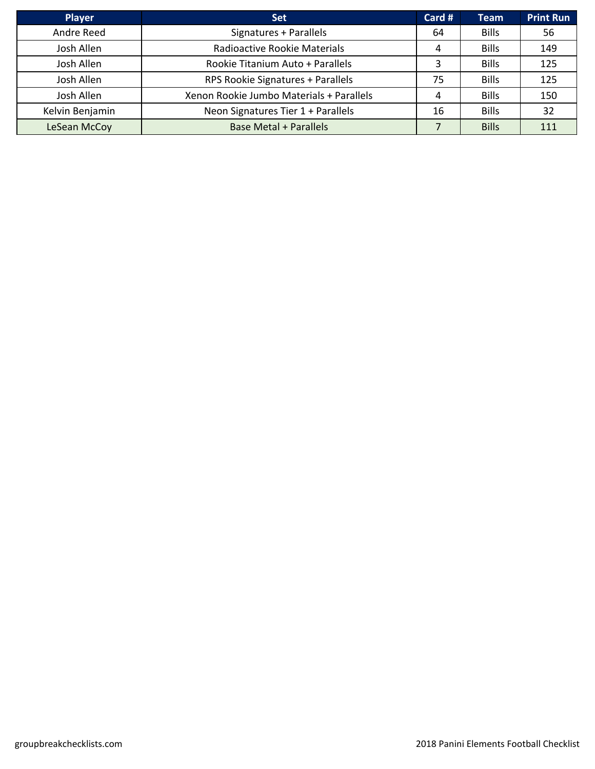| Player | Set | Card # | Team | Print Run |
| --- | --- | --- | --- | --- |
| Andre Reed | Signatures + Parallels | 64 | Bills | 56 |
| Josh Allen | Radioactive Rookie Materials | 4 | Bills | 149 |
| Josh Allen | Rookie Titanium Auto + Parallels | 3 | Bills | 125 |
| Josh Allen | RPS Rookie Signatures + Parallels | 75 | Bills | 125 |
| Josh Allen | Xenon Rookie Jumbo Materials + Parallels | 4 | Bills | 150 |
| Kelvin Benjamin | Neon Signatures Tier 1 + Parallels | 16 | Bills | 32 |
| LeSean McCoy | Base Metal + Parallels | 7 | Bills | 111 |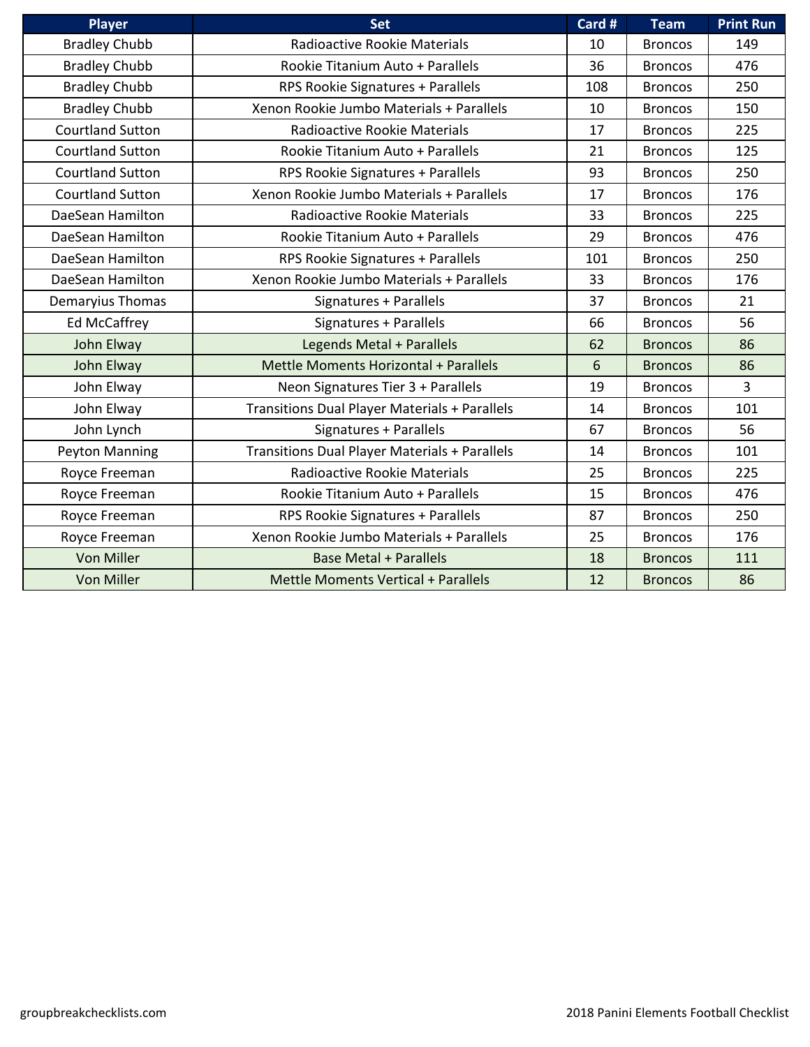| Player | Set | Card # | Team | Print Run |
| --- | --- | --- | --- | --- |
| Bradley Chubb | Radioactive Rookie Materials | 10 | Broncos | 149 |
| Bradley Chubb | Rookie Titanium Auto + Parallels | 36 | Broncos | 476 |
| Bradley Chubb | RPS Rookie Signatures + Parallels | 108 | Broncos | 250 |
| Bradley Chubb | Xenon Rookie Jumbo Materials + Parallels | 10 | Broncos | 150 |
| Courtland Sutton | Radioactive Rookie Materials | 17 | Broncos | 225 |
| Courtland Sutton | Rookie Titanium Auto + Parallels | 21 | Broncos | 125 |
| Courtland Sutton | RPS Rookie Signatures + Parallels | 93 | Broncos | 250 |
| Courtland Sutton | Xenon Rookie Jumbo Materials + Parallels | 17 | Broncos | 176 |
| DaeSean Hamilton | Radioactive Rookie Materials | 33 | Broncos | 225 |
| DaeSean Hamilton | Rookie Titanium Auto + Parallels | 29 | Broncos | 476 |
| DaeSean Hamilton | RPS Rookie Signatures + Parallels | 101 | Broncos | 250 |
| DaeSean Hamilton | Xenon Rookie Jumbo Materials + Parallels | 33 | Broncos | 176 |
| Demaryius Thomas | Signatures + Parallels | 37 | Broncos | 21 |
| Ed McCaffrey | Signatures + Parallels | 66 | Broncos | 56 |
| John Elway | Legends Metal + Parallels | 62 | Broncos | 86 |
| John Elway | Mettle Moments Horizontal + Parallels | 6 | Broncos | 86 |
| John Elway | Neon Signatures Tier 3 + Parallels | 19 | Broncos | 3 |
| John Elway | Transitions Dual Player Materials + Parallels | 14 | Broncos | 101 |
| John Lynch | Signatures + Parallels | 67 | Broncos | 56 |
| Peyton Manning | Transitions Dual Player Materials + Parallels | 14 | Broncos | 101 |
| Royce Freeman | Radioactive Rookie Materials | 25 | Broncos | 225 |
| Royce Freeman | Rookie Titanium Auto + Parallels | 15 | Broncos | 476 |
| Royce Freeman | RPS Rookie Signatures + Parallels | 87 | Broncos | 250 |
| Royce Freeman | Xenon Rookie Jumbo Materials + Parallels | 25 | Broncos | 176 |
| Von Miller | Base Metal + Parallels | 18 | Broncos | 111 |
| Von Miller | Mettle Moments Vertical + Parallels | 12 | Broncos | 86 |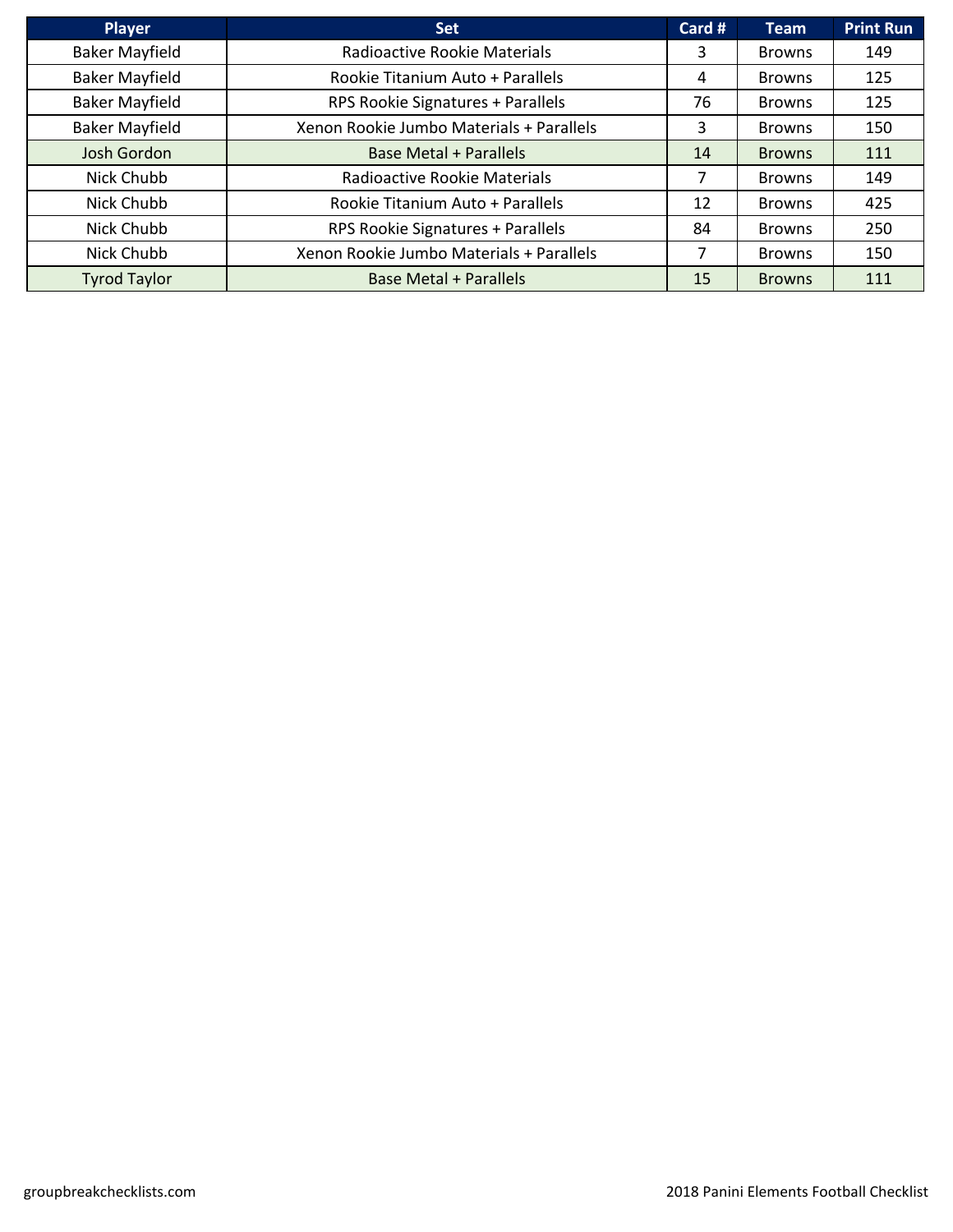| Player | Set | Card # | Team | Print Run |
|---|---|---|---|---|
| Baker Mayfield | Radioactive Rookie Materials | 3 | Browns | 149 |
| Baker Mayfield | Rookie Titanium Auto + Parallels | 4 | Browns | 125 |
| Baker Mayfield | RPS Rookie Signatures + Parallels | 76 | Browns | 125 |
| Baker Mayfield | Xenon Rookie Jumbo Materials + Parallels | 3 | Browns | 150 |
| Josh Gordon | Base Metal + Parallels | 14 | Browns | 111 |
| Nick Chubb | Radioactive Rookie Materials | 7 | Browns | 149 |
| Nick Chubb | Rookie Titanium Auto + Parallels | 12 | Browns | 425 |
| Nick Chubb | RPS Rookie Signatures + Parallels | 84 | Browns | 250 |
| Nick Chubb | Xenon Rookie Jumbo Materials + Parallels | 7 | Browns | 150 |
| Tyrod Taylor | Base Metal + Parallels | 15 | Browns | 111 |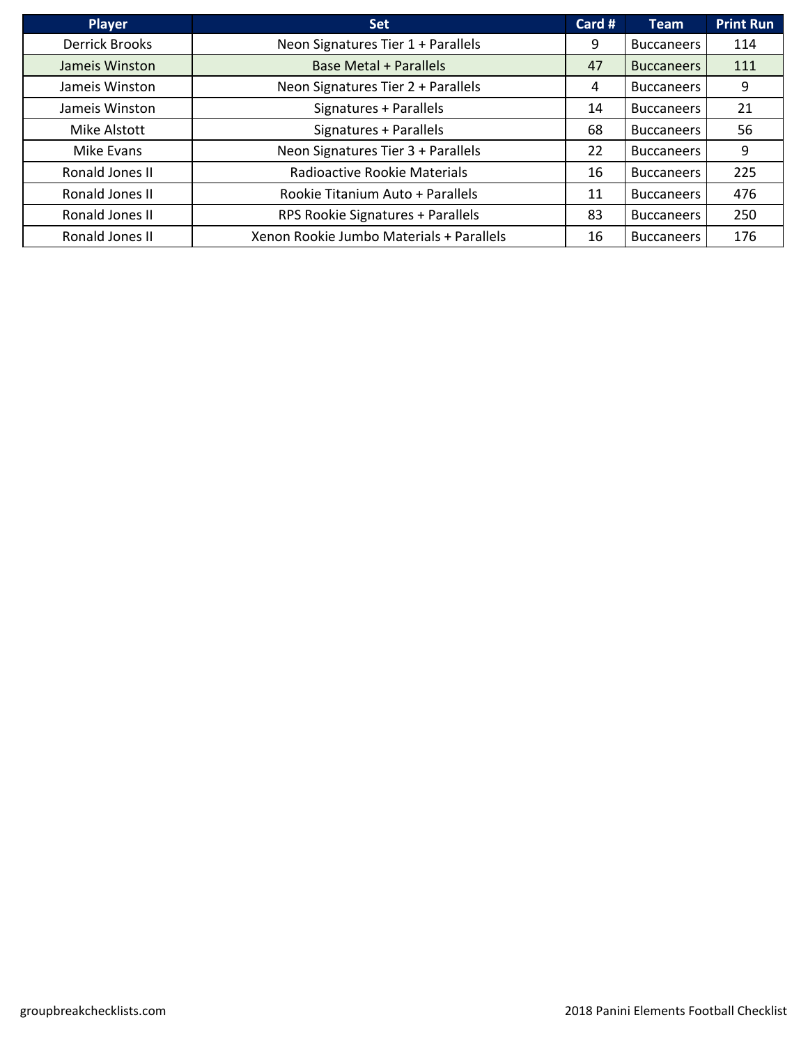| Player | Set | Card # | Team | Print Run |
|---|---|---|---|---|
| Derrick Brooks | Neon Signatures Tier 1 + Parallels | 9 | Buccaneers | 114 |
| Jameis Winston | Base Metal + Parallels | 47 | Buccaneers | 111 |
| Jameis Winston | Neon Signatures Tier 2 + Parallels | 4 | Buccaneers | 9 |
| Jameis Winston | Signatures + Parallels | 14 | Buccaneers | 21 |
| Mike Alstott | Signatures + Parallels | 68 | Buccaneers | 56 |
| Mike Evans | Neon Signatures Tier 3 + Parallels | 22 | Buccaneers | 9 |
| Ronald Jones II | Radioactive Rookie Materials | 16 | Buccaneers | 225 |
| Ronald Jones II | Rookie Titanium Auto + Parallels | 11 | Buccaneers | 476 |
| Ronald Jones II | RPS Rookie Signatures + Parallels | 83 | Buccaneers | 250 |
| Ronald Jones II | Xenon Rookie Jumbo Materials + Parallels | 16 | Buccaneers | 176 |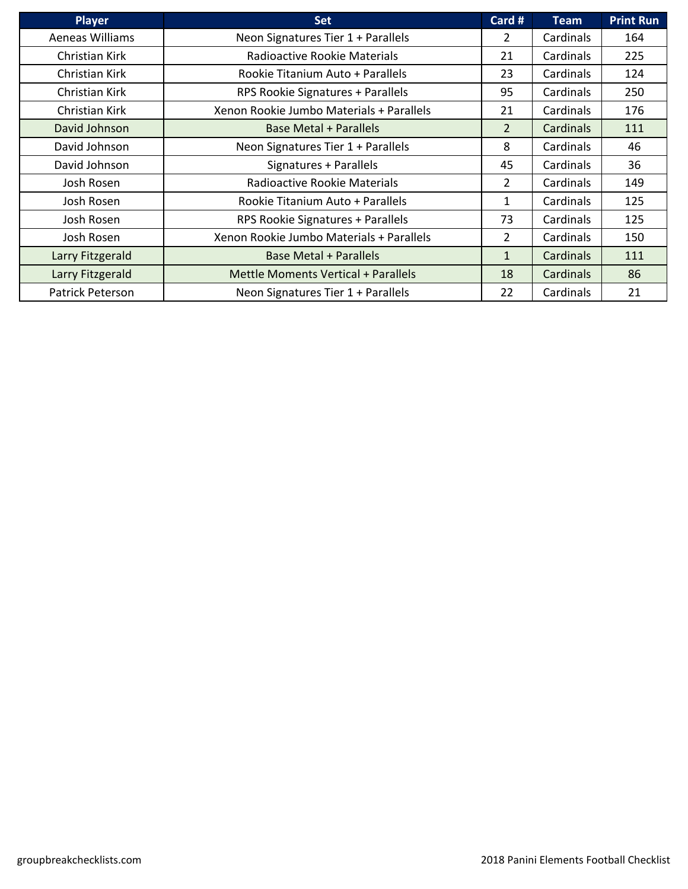| Player | Set | Card # | Team | Print Run |
|---|---|---|---|---|
| Aeneas Williams | Neon Signatures Tier 1 + Parallels | 2 | Cardinals | 164 |
| Christian Kirk | Radioactive Rookie Materials | 21 | Cardinals | 225 |
| Christian Kirk | Rookie Titanium Auto + Parallels | 23 | Cardinals | 124 |
| Christian Kirk | RPS Rookie Signatures + Parallels | 95 | Cardinals | 250 |
| Christian Kirk | Xenon Rookie Jumbo Materials + Parallels | 21 | Cardinals | 176 |
| David Johnson | Base Metal + Parallels | 2 | Cardinals | 111 |
| David Johnson | Neon Signatures Tier 1 + Parallels | 8 | Cardinals | 46 |
| David Johnson | Signatures + Parallels | 45 | Cardinals | 36 |
| Josh Rosen | Radioactive Rookie Materials | 2 | Cardinals | 149 |
| Josh Rosen | Rookie Titanium Auto + Parallels | 1 | Cardinals | 125 |
| Josh Rosen | RPS Rookie Signatures + Parallels | 73 | Cardinals | 125 |
| Josh Rosen | Xenon Rookie Jumbo Materials + Parallels | 2 | Cardinals | 150 |
| Larry Fitzgerald | Base Metal + Parallels | 1 | Cardinals | 111 |
| Larry Fitzgerald | Mettle Moments Vertical + Parallels | 18 | Cardinals | 86 |
| Patrick Peterson | Neon Signatures Tier 1 + Parallels | 22 | Cardinals | 21 |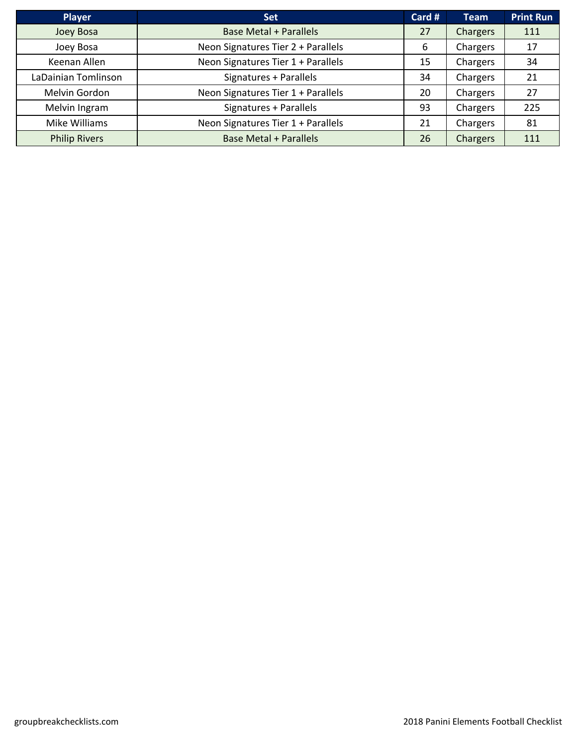| Player | Set | Card # | Team | Print Run |
| --- | --- | --- | --- | --- |
| Joey Bosa | Base Metal + Parallels | 27 | Chargers | 111 |
| Joey Bosa | Neon Signatures Tier 2 + Parallels | 6 | Chargers | 17 |
| Keenan Allen | Neon Signatures Tier 1 + Parallels | 15 | Chargers | 34 |
| LaDainian Tomlinson | Signatures + Parallels | 34 | Chargers | 21 |
| Melvin Gordon | Neon Signatures Tier 1 + Parallels | 20 | Chargers | 27 |
| Melvin Ingram | Signatures + Parallels | 93 | Chargers | 225 |
| Mike Williams | Neon Signatures Tier 1 + Parallels | 21 | Chargers | 81 |
| Philip Rivers | Base Metal + Parallels | 26 | Chargers | 111 |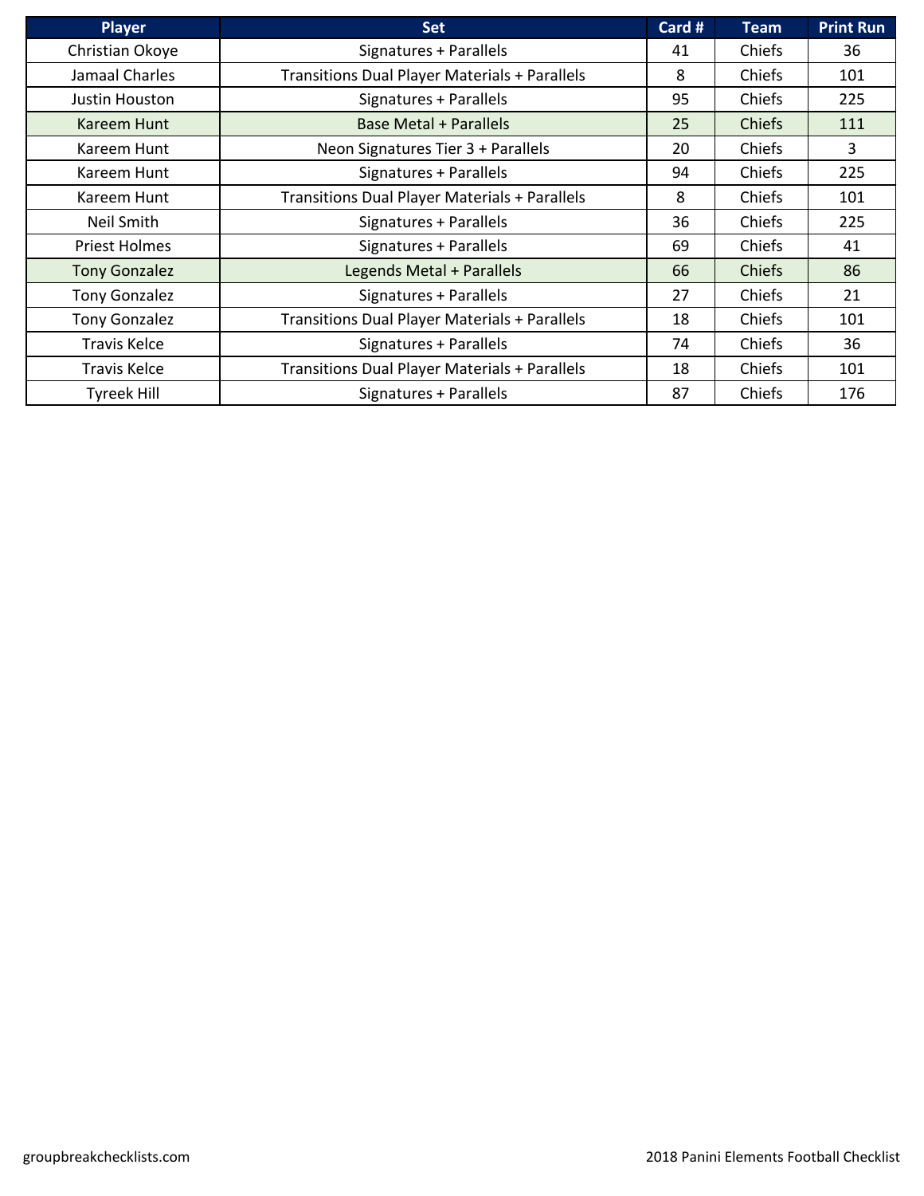| Player | Set | Card # | Team | Print Run |
| --- | --- | --- | --- | --- |
| Christian Okoye | Signatures + Parallels | 41 | Chiefs | 36 |
| Jamaal Charles | Transitions Dual Player Materials + Parallels | 8 | Chiefs | 101 |
| Justin Houston | Signatures + Parallels | 95 | Chiefs | 225 |
| Kareem Hunt | Base Metal + Parallels | 25 | Chiefs | 111 |
| Kareem Hunt | Neon Signatures Tier 3 + Parallels | 20 | Chiefs | 3 |
| Kareem Hunt | Signatures + Parallels | 94 | Chiefs | 225 |
| Kareem Hunt | Transitions Dual Player Materials + Parallels | 8 | Chiefs | 101 |
| Neil Smith | Signatures + Parallels | 36 | Chiefs | 225 |
| Priest Holmes | Signatures + Parallels | 69 | Chiefs | 41 |
| Tony Gonzalez | Legends Metal + Parallels | 66 | Chiefs | 86 |
| Tony Gonzalez | Signatures + Parallels | 27 | Chiefs | 21 |
| Tony Gonzalez | Transitions Dual Player Materials + Parallels | 18 | Chiefs | 101 |
| Travis Kelce | Signatures + Parallels | 74 | Chiefs | 36 |
| Travis Kelce | Transitions Dual Player Materials + Parallels | 18 | Chiefs | 101 |
| Tyreek Hill | Signatures + Parallels | 87 | Chiefs | 176 |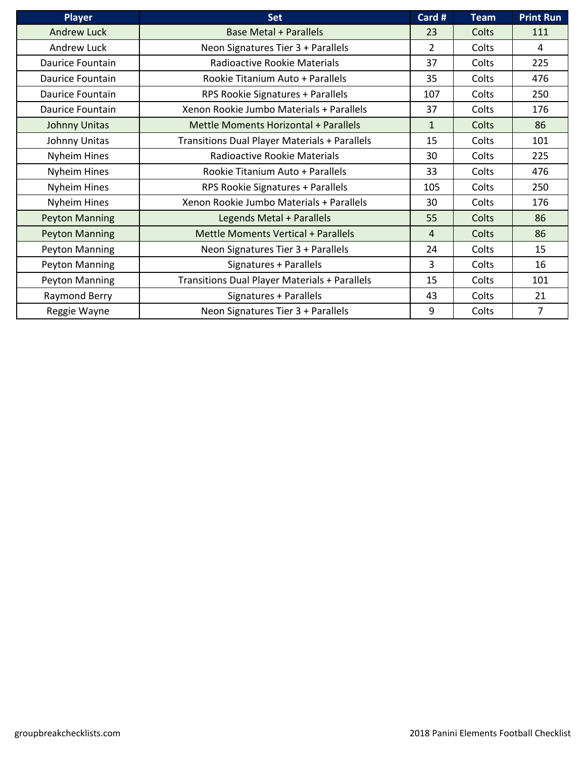| Player | Set | Card # | Team | Print Run |
|---|---|---|---|---|
| Andrew Luck | Base Metal + Parallels | 23 | Colts | 111 |
| Andrew Luck | Neon Signatures Tier 3 + Parallels | 2 | Colts | 4 |
| Daurice Fountain | Radioactive Rookie Materials | 37 | Colts | 225 |
| Daurice Fountain | Rookie Titanium Auto + Parallels | 35 | Colts | 476 |
| Daurice Fountain | RPS Rookie Signatures + Parallels | 107 | Colts | 250 |
| Daurice Fountain | Xenon Rookie Jumbo Materials + Parallels | 37 | Colts | 176 |
| Johnny Unitas | Mettle Moments Horizontal + Parallels | 1 | Colts | 86 |
| Johnny Unitas | Transitions Dual Player Materials + Parallels | 15 | Colts | 101 |
| Nyheim Hines | Radioactive Rookie Materials | 30 | Colts | 225 |
| Nyheim Hines | Rookie Titanium Auto + Parallels | 33 | Colts | 476 |
| Nyheim Hines | RPS Rookie Signatures + Parallels | 105 | Colts | 250 |
| Nyheim Hines | Xenon Rookie Jumbo Materials + Parallels | 30 | Colts | 176 |
| Peyton Manning | Legends Metal + Parallels | 55 | Colts | 86 |
| Peyton Manning | Mettle Moments Vertical + Parallels | 4 | Colts | 86 |
| Peyton Manning | Neon Signatures Tier 3 + Parallels | 24 | Colts | 15 |
| Peyton Manning | Signatures + Parallels | 3 | Colts | 16 |
| Peyton Manning | Transitions Dual Player Materials + Parallels | 15 | Colts | 101 |
| Raymond Berry | Signatures + Parallels | 43 | Colts | 21 |
| Reggie Wayne | Neon Signatures Tier 3 + Parallels | 9 | Colts | 7 |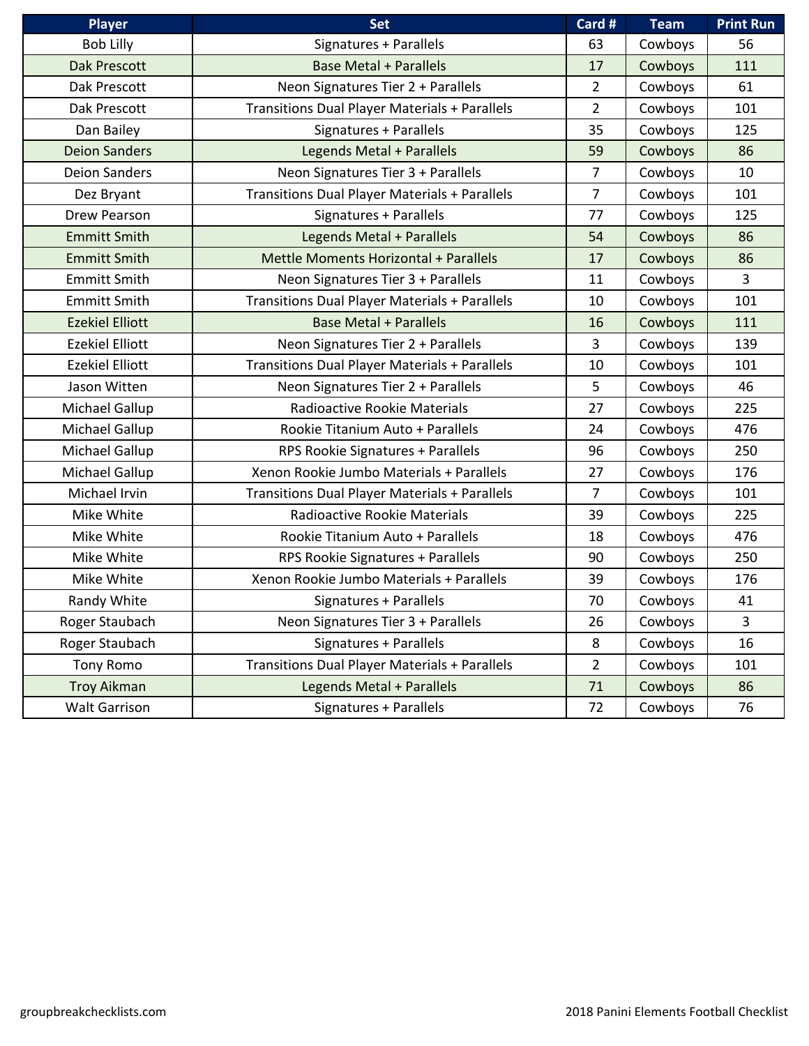| Player | Set | Card # | Team | Print Run |
|---|---|---|---|---|
| Bob Lilly | Signatures + Parallels | 63 | Cowboys | 56 |
| Dak Prescott | Base Metal + Parallels | 17 | Cowboys | 111 |
| Dak Prescott | Neon Signatures Tier 2 + Parallels | 2 | Cowboys | 61 |
| Dak Prescott | Transitions Dual Player Materials + Parallels | 2 | Cowboys | 101 |
| Dan Bailey | Signatures + Parallels | 35 | Cowboys | 125 |
| Deion Sanders | Legends Metal + Parallels | 59 | Cowboys | 86 |
| Deion Sanders | Neon Signatures Tier 3 + Parallels | 7 | Cowboys | 10 |
| Dez Bryant | Transitions Dual Player Materials + Parallels | 7 | Cowboys | 101 |
| Drew Pearson | Signatures + Parallels | 77 | Cowboys | 125 |
| Emmitt Smith | Legends Metal + Parallels | 54 | Cowboys | 86 |
| Emmitt Smith | Mettle Moments Horizontal + Parallels | 17 | Cowboys | 86 |
| Emmitt Smith | Neon Signatures Tier 3 + Parallels | 11 | Cowboys | 3 |
| Emmitt Smith | Transitions Dual Player Materials + Parallels | 10 | Cowboys | 101 |
| Ezekiel Elliott | Base Metal + Parallels | 16 | Cowboys | 111 |
| Ezekiel Elliott | Neon Signatures Tier 2 + Parallels | 3 | Cowboys | 139 |
| Ezekiel Elliott | Transitions Dual Player Materials + Parallels | 10 | Cowboys | 101 |
| Jason Witten | Neon Signatures Tier 2 + Parallels | 5 | Cowboys | 46 |
| Michael Gallup | Radioactive Rookie Materials | 27 | Cowboys | 225 |
| Michael Gallup | Rookie Titanium Auto + Parallels | 24 | Cowboys | 476 |
| Michael Gallup | RPS Rookie Signatures + Parallels | 96 | Cowboys | 250 |
| Michael Gallup | Xenon Rookie Jumbo Materials + Parallels | 27 | Cowboys | 176 |
| Michael Irvin | Transitions Dual Player Materials + Parallels | 7 | Cowboys | 101 |
| Mike White | Radioactive Rookie Materials | 39 | Cowboys | 225 |
| Mike White | Rookie Titanium Auto + Parallels | 18 | Cowboys | 476 |
| Mike White | RPS Rookie Signatures + Parallels | 90 | Cowboys | 250 |
| Mike White | Xenon Rookie Jumbo Materials + Parallels | 39 | Cowboys | 176 |
| Randy White | Signatures + Parallels | 70 | Cowboys | 41 |
| Roger Staubach | Neon Signatures Tier 3 + Parallels | 26 | Cowboys | 3 |
| Roger Staubach | Signatures + Parallels | 8 | Cowboys | 16 |
| Tony Romo | Transitions Dual Player Materials + Parallels | 2 | Cowboys | 101 |
| Troy Aikman | Legends Metal + Parallels | 71 | Cowboys | 86 |
| Walt Garrison | Signatures + Parallels | 72 | Cowboys | 76 |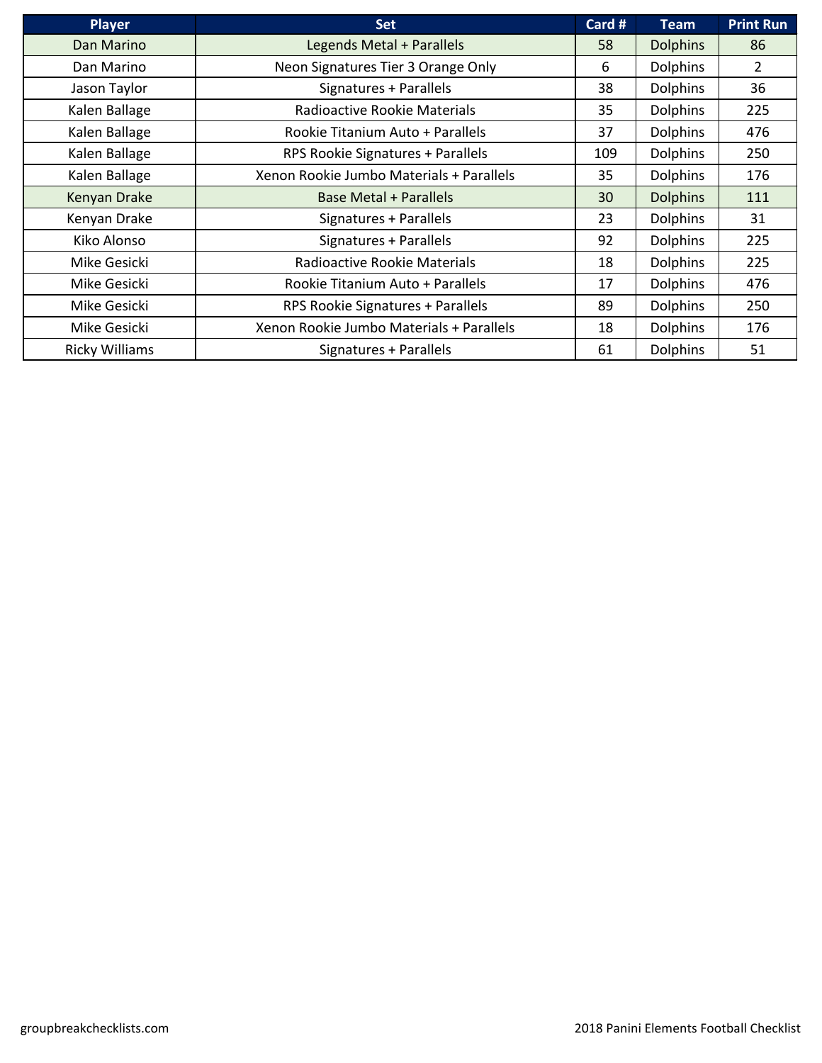| Player | Set | Card # | Team | Print Run |
|---|---|---|---|---|
| Dan Marino | Legends Metal + Parallels | 58 | Dolphins | 86 |
| Dan Marino | Neon Signatures Tier 3 Orange Only | 6 | Dolphins | 2 |
| Jason Taylor | Signatures + Parallels | 38 | Dolphins | 36 |
| Kalen Ballage | Radioactive Rookie Materials | 35 | Dolphins | 225 |
| Kalen Ballage | Rookie Titanium Auto + Parallels | 37 | Dolphins | 476 |
| Kalen Ballage | RPS Rookie Signatures + Parallels | 109 | Dolphins | 250 |
| Kalen Ballage | Xenon Rookie Jumbo Materials + Parallels | 35 | Dolphins | 176 |
| Kenyan Drake | Base Metal + Parallels | 30 | Dolphins | 111 |
| Kenyan Drake | Signatures + Parallels | 23 | Dolphins | 31 |
| Kiko Alonso | Signatures + Parallels | 92 | Dolphins | 225 |
| Mike Gesicki | Radioactive Rookie Materials | 18 | Dolphins | 225 |
| Mike Gesicki | Rookie Titanium Auto + Parallels | 17 | Dolphins | 476 |
| Mike Gesicki | RPS Rookie Signatures + Parallels | 89 | Dolphins | 250 |
| Mike Gesicki | Xenon Rookie Jumbo Materials + Parallels | 18 | Dolphins | 176 |
| Ricky Williams | Signatures + Parallels | 61 | Dolphins | 51 |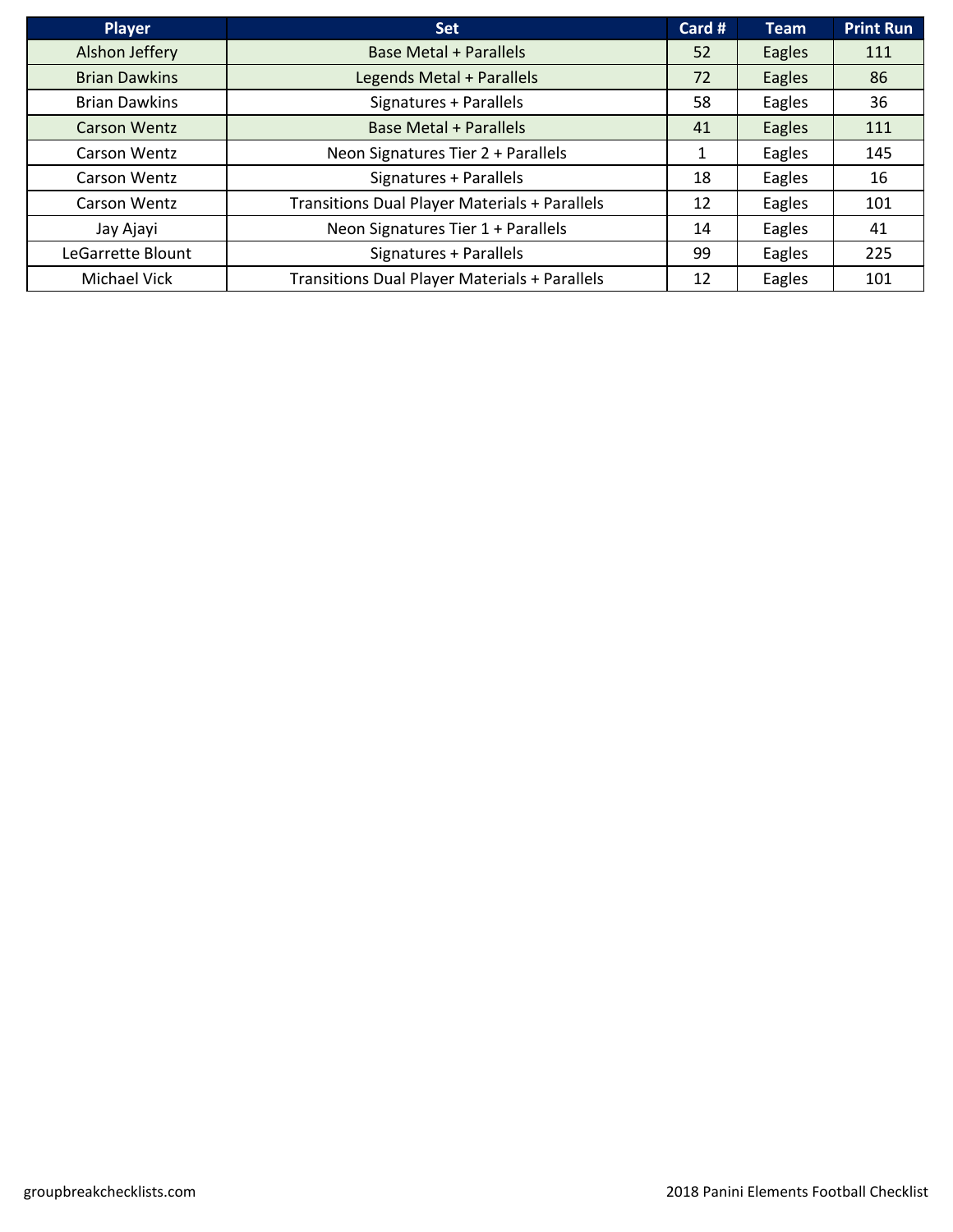| Player | Set | Card # | Team | Print Run |
|---|---|---|---|---|
| Alshon Jeffery | Base Metal + Parallels | 52 | Eagles | 111 |
| Brian Dawkins | Legends Metal + Parallels | 72 | Eagles | 86 |
| Brian Dawkins | Signatures + Parallels | 58 | Eagles | 36 |
| Carson Wentz | Base Metal + Parallels | 41 | Eagles | 111 |
| Carson Wentz | Neon Signatures Tier 2 + Parallels | 1 | Eagles | 145 |
| Carson Wentz | Signatures + Parallels | 18 | Eagles | 16 |
| Carson Wentz | Transitions Dual Player Materials + Parallels | 12 | Eagles | 101 |
| Jay Ajayi | Neon Signatures Tier 1 + Parallels | 14 | Eagles | 41 |
| LeGarrette Blount | Signatures + Parallels | 99 | Eagles | 225 |
| Michael Vick | Transitions Dual Player Materials + Parallels | 12 | Eagles | 101 |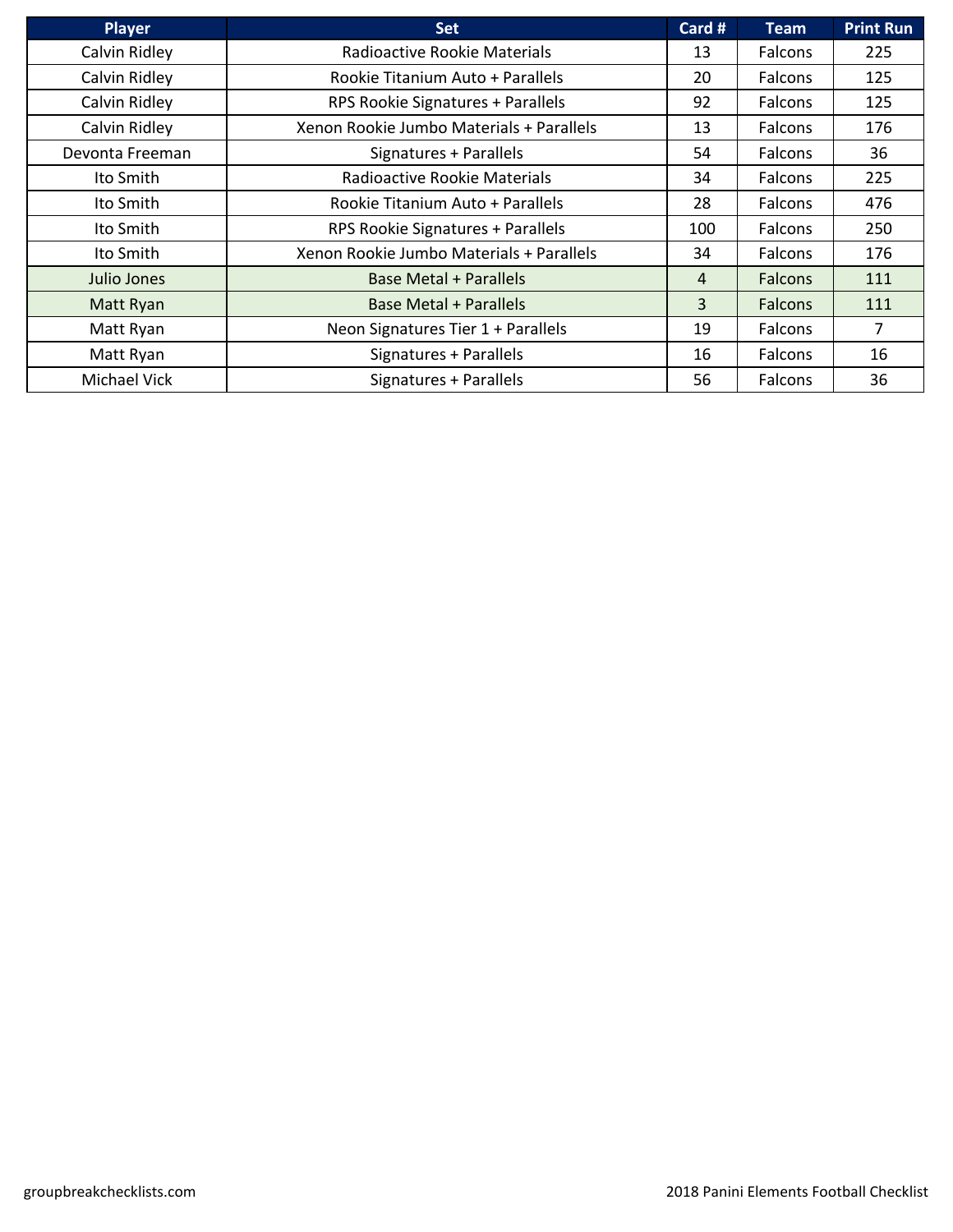| Player | Set | Card # | Team | Print Run |
|---|---|---|---|---|
| Calvin Ridley | Radioactive Rookie Materials | 13 | Falcons | 225 |
| Calvin Ridley | Rookie Titanium Auto + Parallels | 20 | Falcons | 125 |
| Calvin Ridley | RPS Rookie Signatures + Parallels | 92 | Falcons | 125 |
| Calvin Ridley | Xenon Rookie Jumbo Materials + Parallels | 13 | Falcons | 176 |
| Devonta Freeman | Signatures + Parallels | 54 | Falcons | 36 |
| Ito Smith | Radioactive Rookie Materials | 34 | Falcons | 225 |
| Ito Smith | Rookie Titanium Auto + Parallels | 28 | Falcons | 476 |
| Ito Smith | RPS Rookie Signatures + Parallels | 100 | Falcons | 250 |
| Ito Smith | Xenon Rookie Jumbo Materials + Parallels | 34 | Falcons | 176 |
| Julio Jones | Base Metal + Parallels | 4 | Falcons | 111 |
| Matt Ryan | Base Metal + Parallels | 3 | Falcons | 111 |
| Matt Ryan | Neon Signatures Tier 1 + Parallels | 19 | Falcons | 7 |
| Matt Ryan | Signatures + Parallels | 16 | Falcons | 16 |
| Michael Vick | Signatures + Parallels | 56 | Falcons | 36 |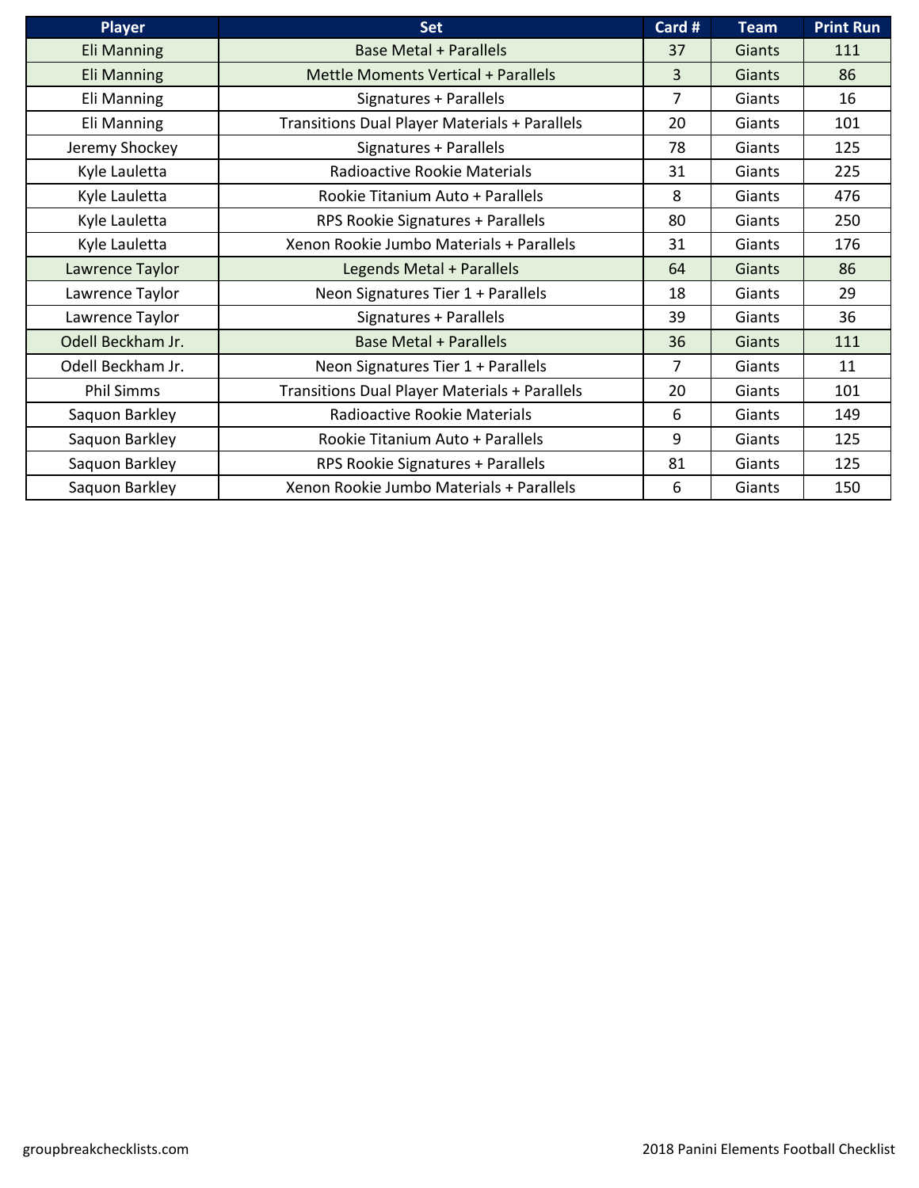| Player | Set | Card # | Team | Print Run |
|---|---|---|---|---|
| Eli Manning | Base Metal + Parallels | 37 | Giants | 111 |
| Eli Manning | Mettle Moments Vertical + Parallels | 3 | Giants | 86 |
| Eli Manning | Signatures + Parallels | 7 | Giants | 16 |
| Eli Manning | Transitions Dual Player Materials + Parallels | 20 | Giants | 101 |
| Jeremy Shockey | Signatures + Parallels | 78 | Giants | 125 |
| Kyle Lauletta | Radioactive Rookie Materials | 31 | Giants | 225 |
| Kyle Lauletta | Rookie Titanium Auto + Parallels | 8 | Giants | 476 |
| Kyle Lauletta | RPS Rookie Signatures + Parallels | 80 | Giants | 250 |
| Kyle Lauletta | Xenon Rookie Jumbo Materials + Parallels | 31 | Giants | 176 |
| Lawrence Taylor | Legends Metal + Parallels | 64 | Giants | 86 |
| Lawrence Taylor | Neon Signatures Tier 1 + Parallels | 18 | Giants | 29 |
| Lawrence Taylor | Signatures + Parallels | 39 | Giants | 36 |
| Odell Beckham Jr. | Base Metal + Parallels | 36 | Giants | 111 |
| Odell Beckham Jr. | Neon Signatures Tier 1 + Parallels | 7 | Giants | 11 |
| Phil Simms | Transitions Dual Player Materials + Parallels | 20 | Giants | 101 |
| Saquon Barkley | Radioactive Rookie Materials | 6 | Giants | 149 |
| Saquon Barkley | Rookie Titanium Auto + Parallels | 9 | Giants | 125 |
| Saquon Barkley | RPS Rookie Signatures + Parallels | 81 | Giants | 125 |
| Saquon Barkley | Xenon Rookie Jumbo Materials + Parallels | 6 | Giants | 150 |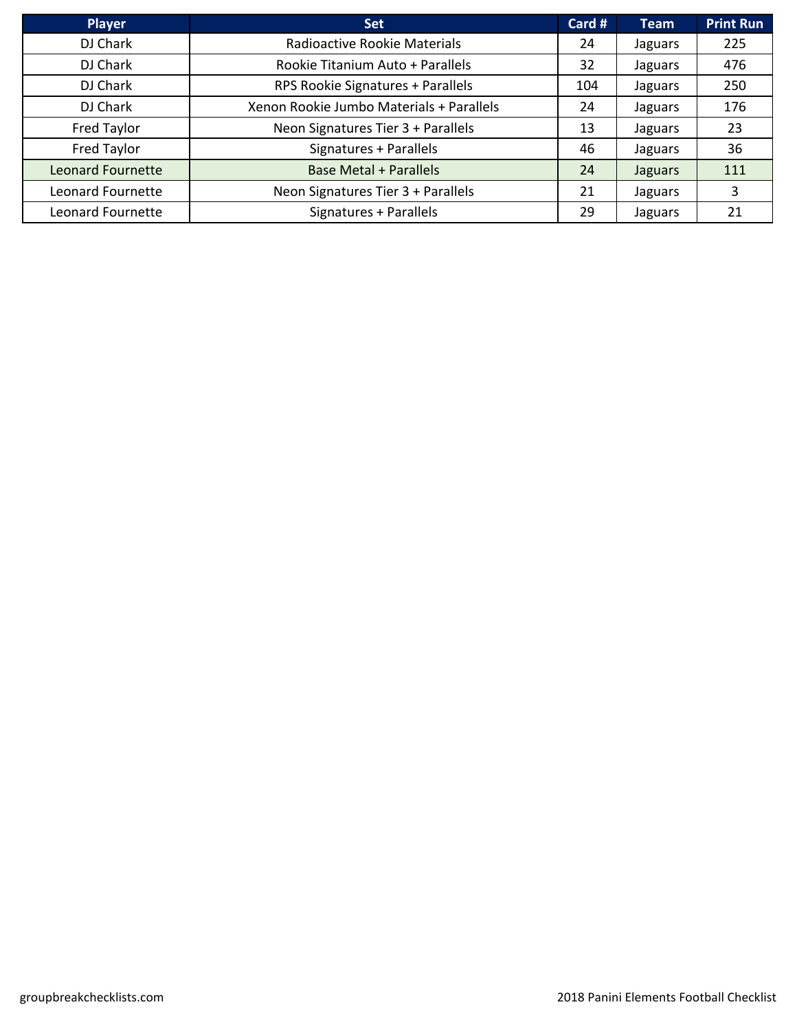| Player | Set | Card # | Team | Print Run |
| --- | --- | --- | --- | --- |
| DJ Chark | Radioactive Rookie Materials | 24 | Jaguars | 225 |
| DJ Chark | Rookie Titanium Auto + Parallels | 32 | Jaguars | 476 |
| DJ Chark | RPS Rookie Signatures + Parallels | 104 | Jaguars | 250 |
| DJ Chark | Xenon Rookie Jumbo Materials + Parallels | 24 | Jaguars | 176 |
| Fred Taylor | Neon Signatures Tier 3 + Parallels | 13 | Jaguars | 23 |
| Fred Taylor | Signatures + Parallels | 46 | Jaguars | 36 |
| Leonard Fournette | Base Metal + Parallels | 24 | Jaguars | 111 |
| Leonard Fournette | Neon Signatures Tier 3 + Parallels | 21 | Jaguars | 3 |
| Leonard Fournette | Signatures + Parallels | 29 | Jaguars | 21 |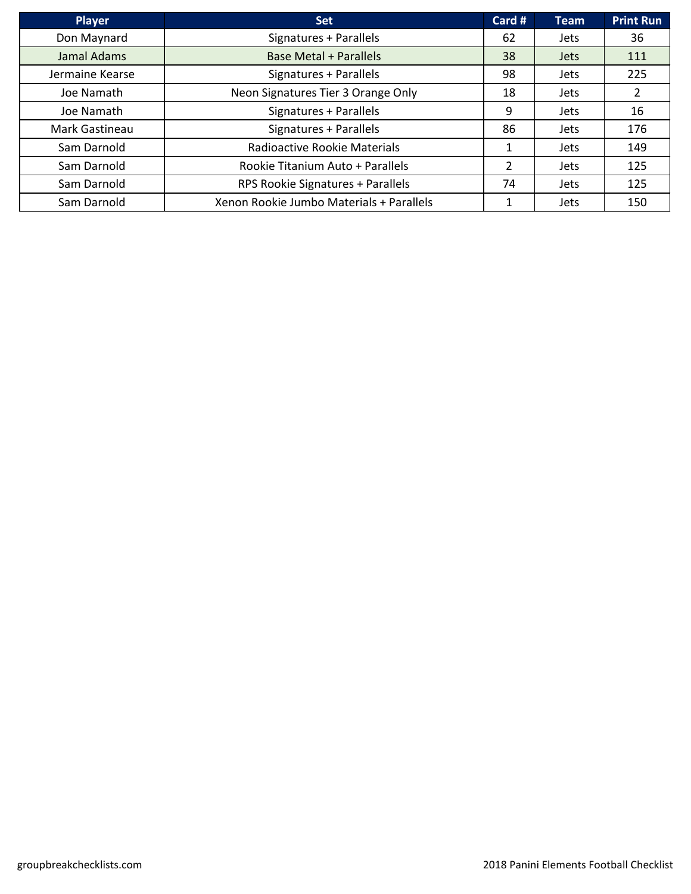| Player | Set | Card # | Team | Print Run |
|---|---|---|---|---|
| Don Maynard | Signatures + Parallels | 62 | Jets | 36 |
| Jamal Adams | Base Metal + Parallels | 38 | Jets | 111 |
| Jermaine Kearse | Signatures + Parallels | 98 | Jets | 225 |
| Joe Namath | Neon Signatures Tier 3 Orange Only | 18 | Jets | 2 |
| Joe Namath | Signatures + Parallels | 9 | Jets | 16 |
| Mark Gastineau | Signatures + Parallels | 86 | Jets | 176 |
| Sam Darnold | Radioactive Rookie Materials | 1 | Jets | 149 |
| Sam Darnold | Rookie Titanium Auto + Parallels | 2 | Jets | 125 |
| Sam Darnold | RPS Rookie Signatures + Parallels | 74 | Jets | 125 |
| Sam Darnold | Xenon Rookie Jumbo Materials + Parallels | 1 | Jets | 150 |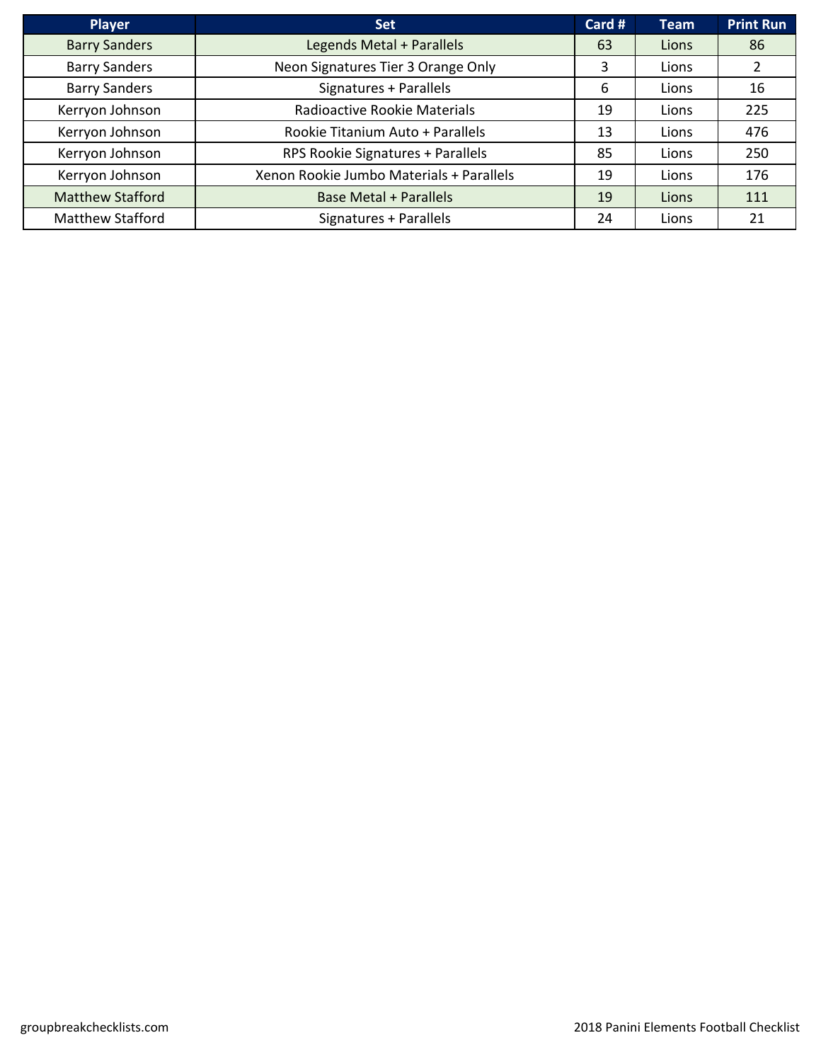| Player | Set | Card # | Team | Print Run |
|---|---|---|---|---|
| Barry Sanders | Legends Metal + Parallels | 63 | Lions | 86 |
| Barry Sanders | Neon Signatures Tier 3 Orange Only | 3 | Lions | 2 |
| Barry Sanders | Signatures + Parallels | 6 | Lions | 16 |
| Kerryon Johnson | Radioactive Rookie Materials | 19 | Lions | 225 |
| Kerryon Johnson | Rookie Titanium Auto + Parallels | 13 | Lions | 476 |
| Kerryon Johnson | RPS Rookie Signatures + Parallels | 85 | Lions | 250 |
| Kerryon Johnson | Xenon Rookie Jumbo Materials + Parallels | 19 | Lions | 176 |
| Matthew Stafford | Base Metal + Parallels | 19 | Lions | 111 |
| Matthew Stafford | Signatures + Parallels | 24 | Lions | 21 |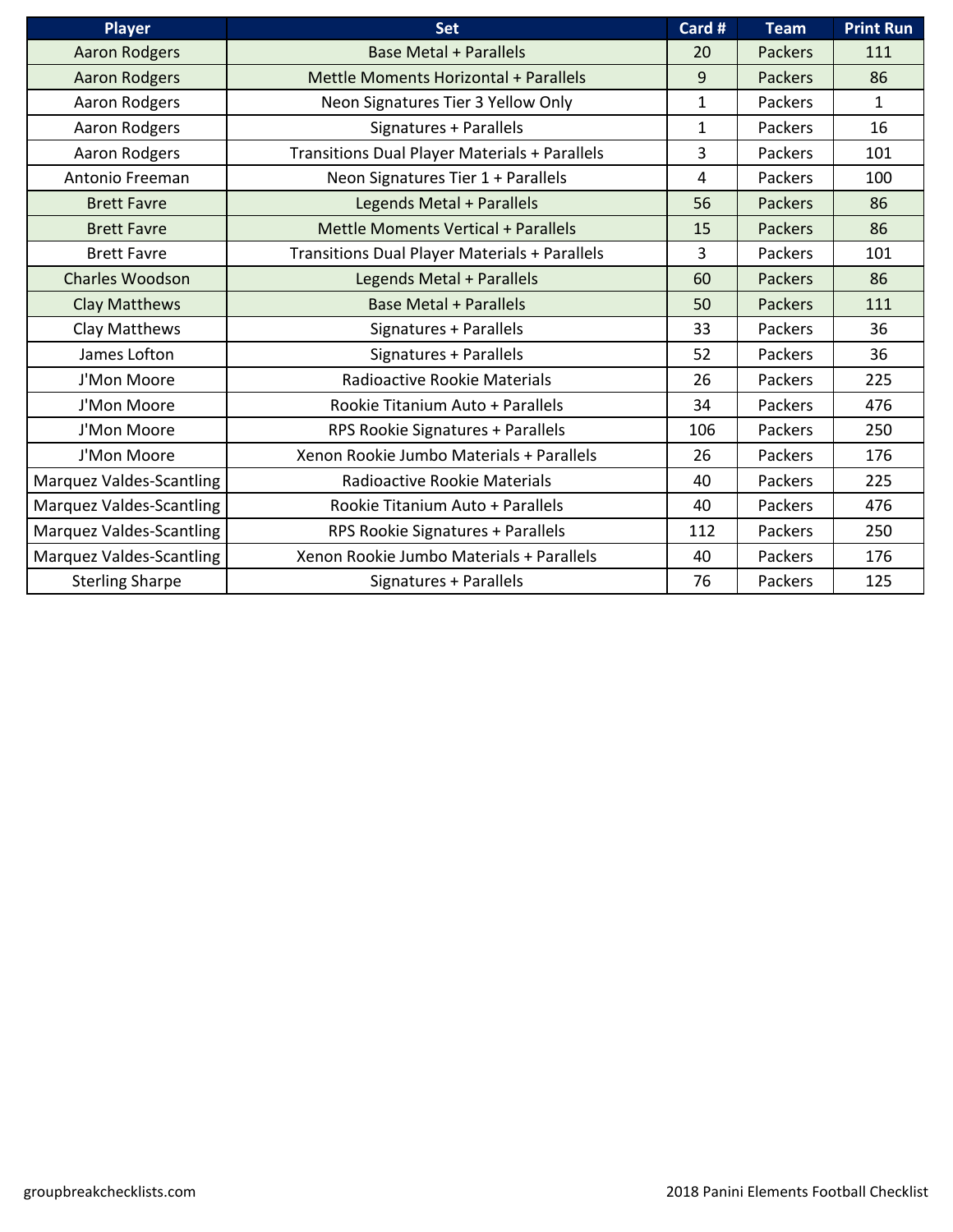| Player | Set | Card # | Team | Print Run |
|---|---|---|---|---|
| Aaron Rodgers | Base Metal + Parallels | 20 | Packers | 111 |
| Aaron Rodgers | Mettle Moments Horizontal + Parallels | 9 | Packers | 86 |
| Aaron Rodgers | Neon Signatures Tier 3 Yellow Only | 1 | Packers | 1 |
| Aaron Rodgers | Signatures + Parallels | 1 | Packers | 16 |
| Aaron Rodgers | Transitions Dual Player Materials + Parallels | 3 | Packers | 101 |
| Antonio Freeman | Neon Signatures Tier 1 + Parallels | 4 | Packers | 100 |
| Brett Favre | Legends Metal + Parallels | 56 | Packers | 86 |
| Brett Favre | Mettle Moments Vertical + Parallels | 15 | Packers | 86 |
| Brett Favre | Transitions Dual Player Materials + Parallels | 3 | Packers | 101 |
| Charles Woodson | Legends Metal + Parallels | 60 | Packers | 86 |
| Clay Matthews | Base Metal + Parallels | 50 | Packers | 111 |
| Clay Matthews | Signatures + Parallels | 33 | Packers | 36 |
| James Lofton | Signatures + Parallels | 52 | Packers | 36 |
| J'Mon Moore | Radioactive Rookie Materials | 26 | Packers | 225 |
| J'Mon Moore | Rookie Titanium Auto + Parallels | 34 | Packers | 476 |
| J'Mon Moore | RPS Rookie Signatures + Parallels | 106 | Packers | 250 |
| J'Mon Moore | Xenon Rookie Jumbo Materials + Parallels | 26 | Packers | 176 |
| Marquez Valdes-Scantling | Radioactive Rookie Materials | 40 | Packers | 225 |
| Marquez Valdes-Scantling | Rookie Titanium Auto + Parallels | 40 | Packers | 476 |
| Marquez Valdes-Scantling | RPS Rookie Signatures + Parallels | 112 | Packers | 250 |
| Marquez Valdes-Scantling | Xenon Rookie Jumbo Materials + Parallels | 40 | Packers | 176 |
| Sterling Sharpe | Signatures + Parallels | 76 | Packers | 125 |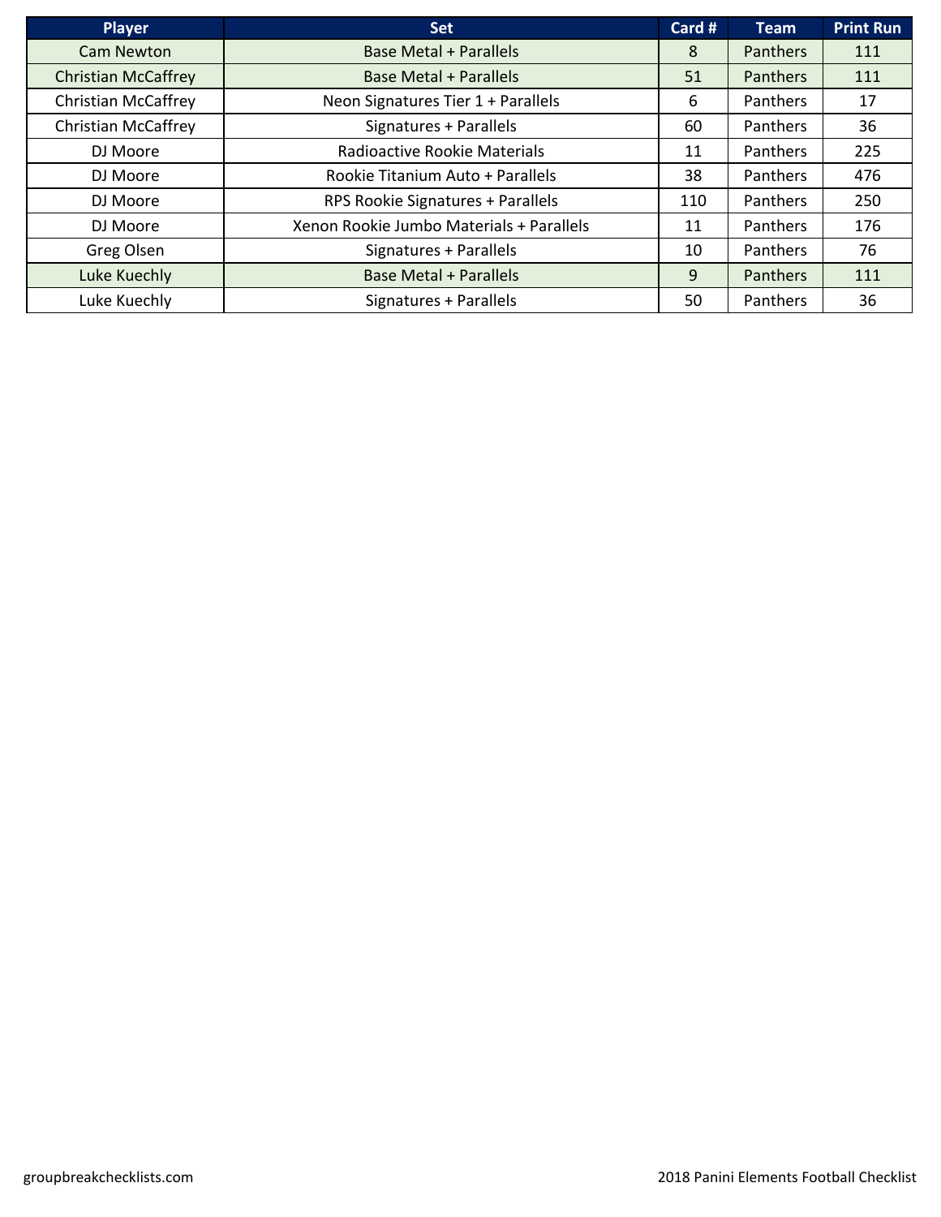| Player | Set | Card # | Team | Print Run |
|---|---|---|---|---|
| Cam Newton | Base Metal + Parallels | 8 | Panthers | 111 |
| Christian McCaffrey | Base Metal + Parallels | 51 | Panthers | 111 |
| Christian McCaffrey | Neon Signatures Tier 1 + Parallels | 6 | Panthers | 17 |
| Christian McCaffrey | Signatures + Parallels | 60 | Panthers | 36 |
| DJ Moore | Radioactive Rookie Materials | 11 | Panthers | 225 |
| DJ Moore | Rookie Titanium Auto + Parallels | 38 | Panthers | 476 |
| DJ Moore | RPS Rookie Signatures + Parallels | 110 | Panthers | 250 |
| DJ Moore | Xenon Rookie Jumbo Materials + Parallels | 11 | Panthers | 176 |
| Greg Olsen | Signatures + Parallels | 10 | Panthers | 76 |
| Luke Kuechly | Base Metal + Parallels | 9 | Panthers | 111 |
| Luke Kuechly | Signatures + Parallels | 50 | Panthers | 36 |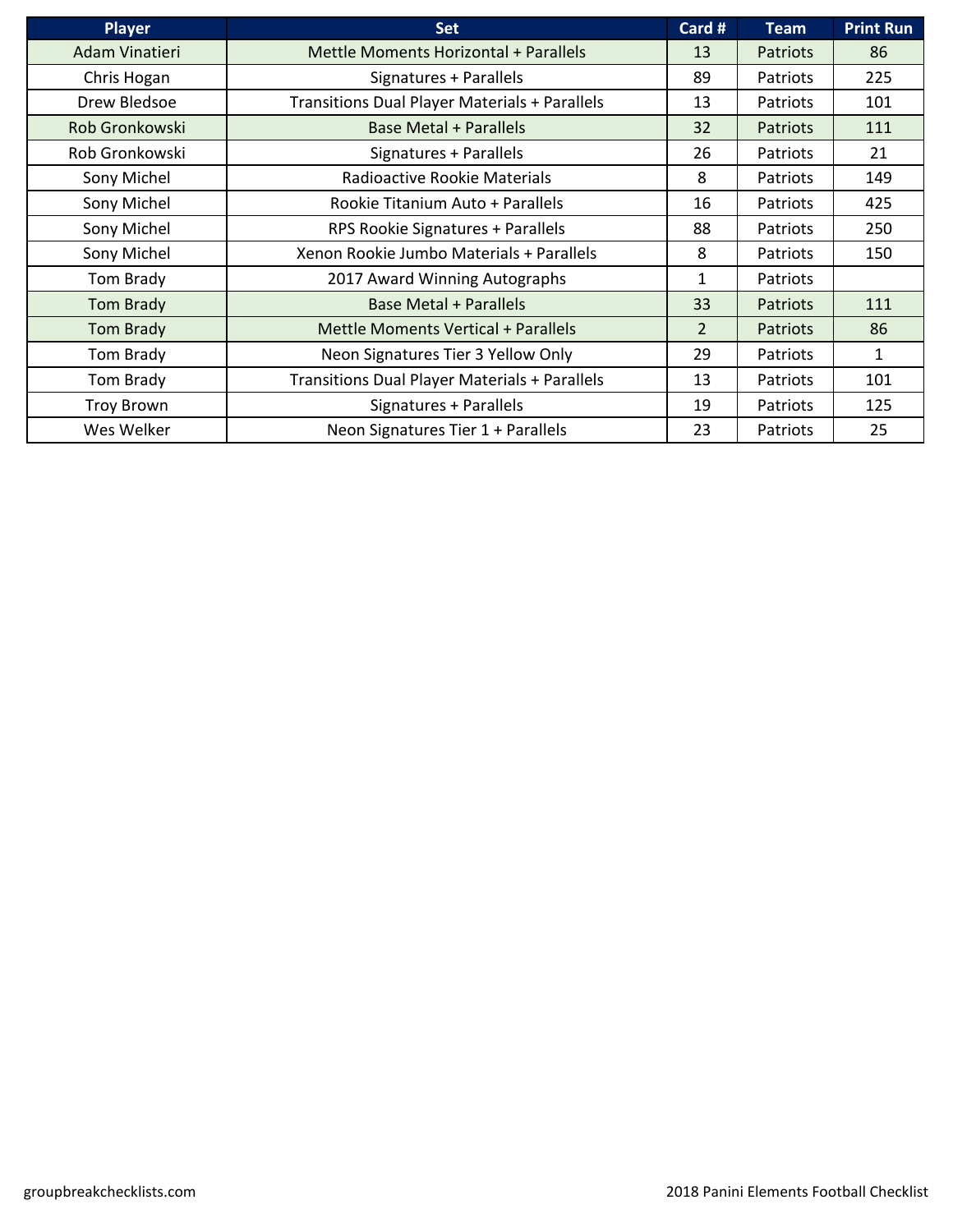| Player | Set | Card # | Team | Print Run |
|---|---|---|---|---|
| Adam Vinatieri | Mettle Moments Horizontal + Parallels | 13 | Patriots | 86 |
| Chris Hogan | Signatures + Parallels | 89 | Patriots | 225 |
| Drew Bledsoe | Transitions Dual Player Materials + Parallels | 13 | Patriots | 101 |
| Rob Gronkowski | Base Metal + Parallels | 32 | Patriots | 111 |
| Rob Gronkowski | Signatures + Parallels | 26 | Patriots | 21 |
| Sony Michel | Radioactive Rookie Materials | 8 | Patriots | 149 |
| Sony Michel | Rookie Titanium Auto + Parallels | 16 | Patriots | 425 |
| Sony Michel | RPS Rookie Signatures + Parallels | 88 | Patriots | 250 |
| Sony Michel | Xenon Rookie Jumbo Materials + Parallels | 8 | Patriots | 150 |
| Tom Brady | 2017 Award Winning Autographs | 1 | Patriots | |
| Tom Brady | Base Metal + Parallels | 33 | Patriots | 111 |
| Tom Brady | Mettle Moments Vertical + Parallels | 2 | Patriots | 86 |
| Tom Brady | Neon Signatures Tier 3 Yellow Only | 29 | Patriots | 1 |
| Tom Brady | Transitions Dual Player Materials + Parallels | 13 | Patriots | 101 |
| Troy Brown | Signatures + Parallels | 19 | Patriots | 125 |
| Wes Welker | Neon Signatures Tier 1 + Parallels | 23 | Patriots | 25 |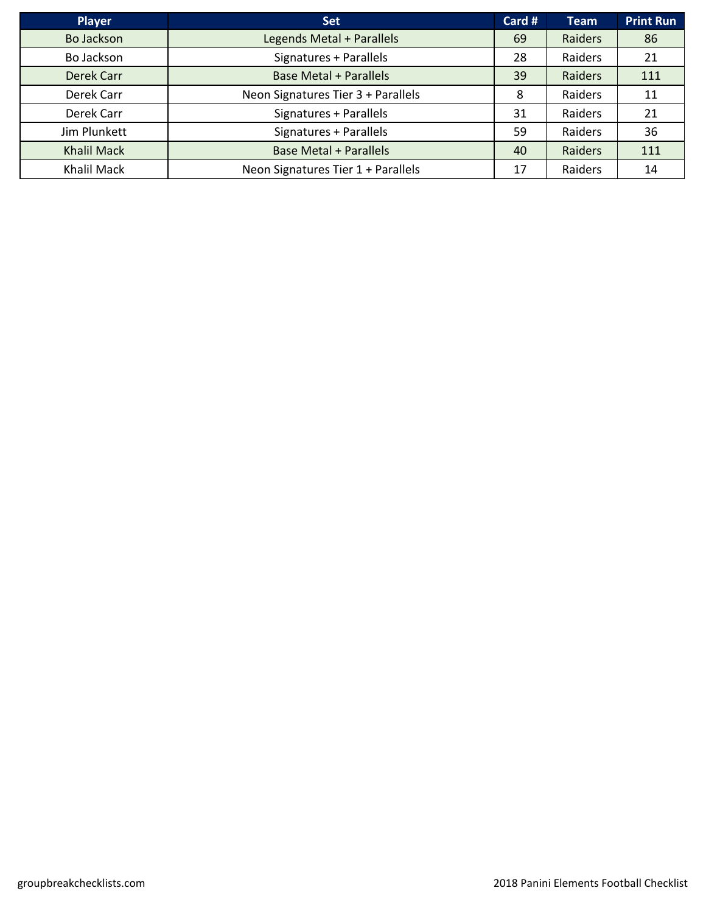| Player | Set | Card # | Team | Print Run |
|---|---|---|---|---|
| Bo Jackson | Legends Metal + Parallels | 69 | Raiders | 86 |
| Bo Jackson | Signatures + Parallels | 28 | Raiders | 21 |
| Derek Carr | Base Metal + Parallels | 39 | Raiders | 111 |
| Derek Carr | Neon Signatures Tier 3 + Parallels | 8 | Raiders | 11 |
| Derek Carr | Signatures + Parallels | 31 | Raiders | 21 |
| Jim Plunkett | Signatures + Parallels | 59 | Raiders | 36 |
| Khalil Mack | Base Metal + Parallels | 40 | Raiders | 111 |
| Khalil Mack | Neon Signatures Tier 1 + Parallels | 17 | Raiders | 14 |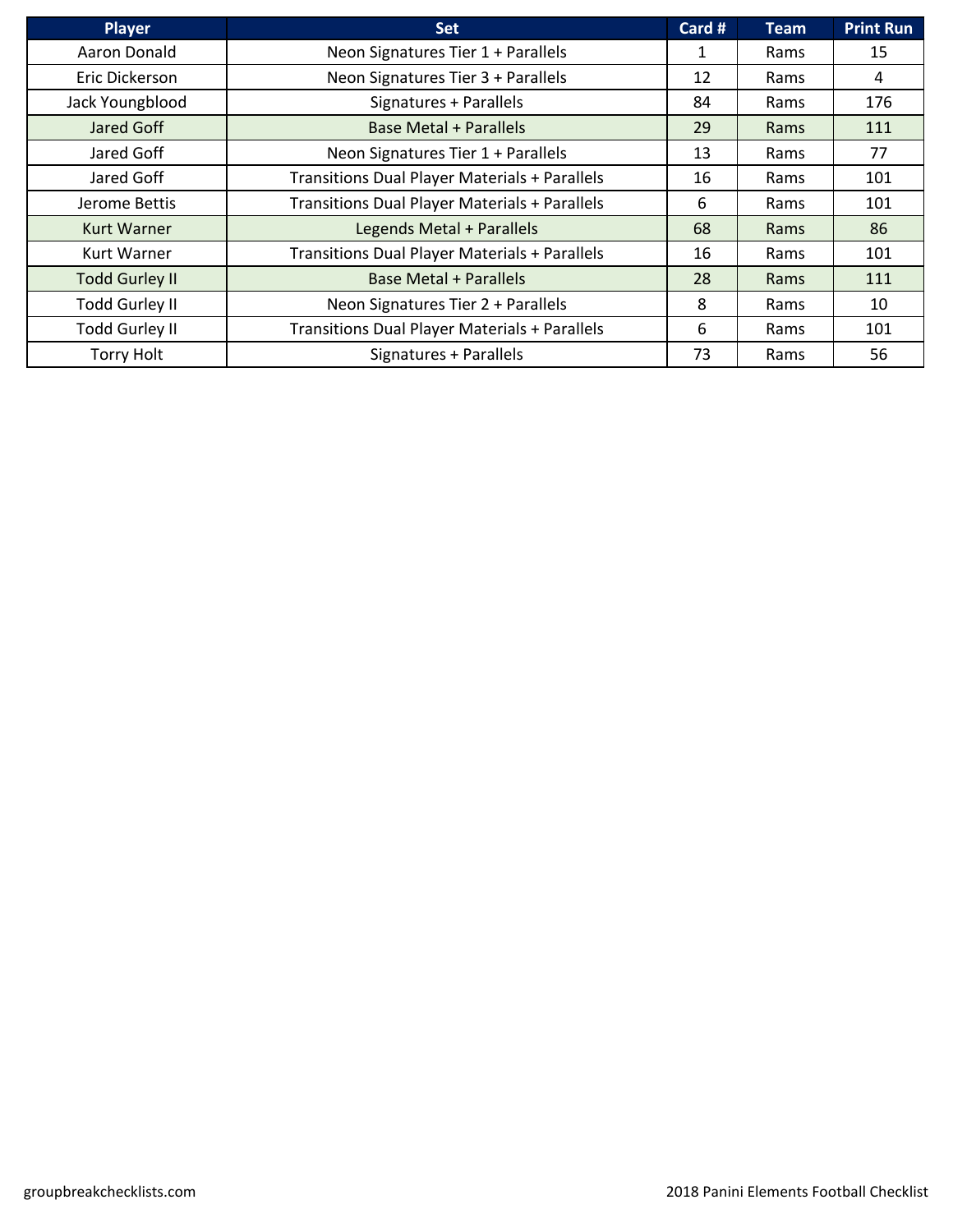| Player | Set | Card # | Team | Print Run |
| --- | --- | --- | --- | --- |
| Aaron Donald | Neon Signatures Tier 1 + Parallels | 1 | Rams | 15 |
| Eric Dickerson | Neon Signatures Tier 3 + Parallels | 12 | Rams | 4 |
| Jack Youngblood | Signatures + Parallels | 84 | Rams | 176 |
| Jared Goff | Base Metal + Parallels | 29 | Rams | 111 |
| Jared Goff | Neon Signatures Tier 1 + Parallels | 13 | Rams | 77 |
| Jared Goff | Transitions Dual Player Materials + Parallels | 16 | Rams | 101 |
| Jerome Bettis | Transitions Dual Player Materials + Parallels | 6 | Rams | 101 |
| Kurt Warner | Legends Metal + Parallels | 68 | Rams | 86 |
| Kurt Warner | Transitions Dual Player Materials + Parallels | 16 | Rams | 101 |
| Todd Gurley II | Base Metal + Parallels | 28 | Rams | 111 |
| Todd Gurley II | Neon Signatures Tier 2 + Parallels | 8 | Rams | 10 |
| Todd Gurley II | Transitions Dual Player Materials + Parallels | 6 | Rams | 101 |
| Torry Holt | Signatures + Parallels | 73 | Rams | 56 |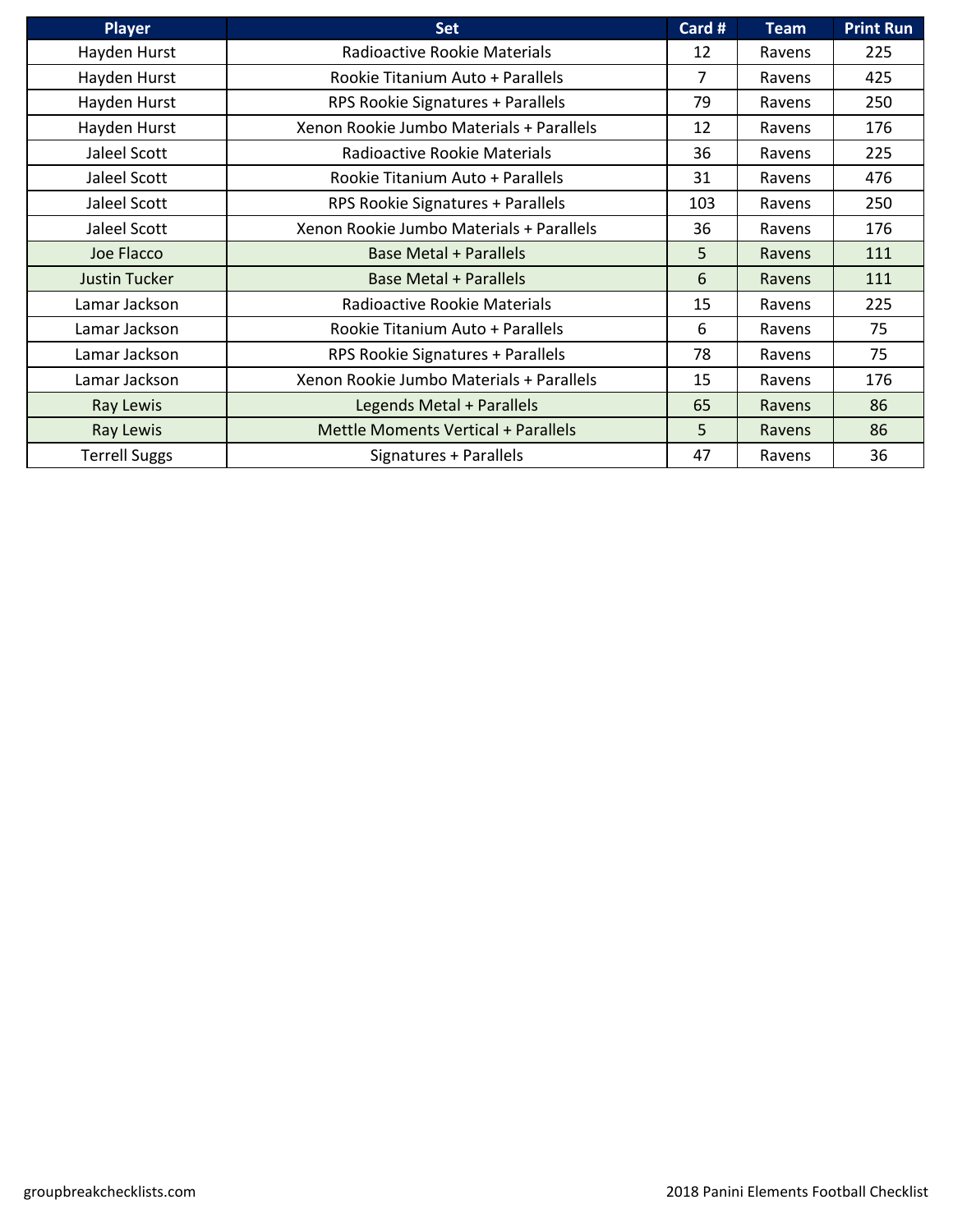| Player | Set | Card # | Team | Print Run |
|---|---|---|---|---|
| Hayden Hurst | Radioactive Rookie Materials | 12 | Ravens | 225 |
| Hayden Hurst | Rookie Titanium Auto + Parallels | 7 | Ravens | 425 |
| Hayden Hurst | RPS Rookie Signatures + Parallels | 79 | Ravens | 250 |
| Hayden Hurst | Xenon Rookie Jumbo Materials + Parallels | 12 | Ravens | 176 |
| Jaleel Scott | Radioactive Rookie Materials | 36 | Ravens | 225 |
| Jaleel Scott | Rookie Titanium Auto + Parallels | 31 | Ravens | 476 |
| Jaleel Scott | RPS Rookie Signatures + Parallels | 103 | Ravens | 250 |
| Jaleel Scott | Xenon Rookie Jumbo Materials + Parallels | 36 | Ravens | 176 |
| Joe Flacco | Base Metal + Parallels | 5 | Ravens | 111 |
| Justin Tucker | Base Metal + Parallels | 6 | Ravens | 111 |
| Lamar Jackson | Radioactive Rookie Materials | 15 | Ravens | 225 |
| Lamar Jackson | Rookie Titanium Auto + Parallels | 6 | Ravens | 75 |
| Lamar Jackson | RPS Rookie Signatures + Parallels | 78 | Ravens | 75 |
| Lamar Jackson | Xenon Rookie Jumbo Materials + Parallels | 15 | Ravens | 176 |
| Ray Lewis | Legends Metal + Parallels | 65 | Ravens | 86 |
| Ray Lewis | Mettle Moments Vertical + Parallels | 5 | Ravens | 86 |
| Terrell Suggs | Signatures + Parallels | 47 | Ravens | 36 |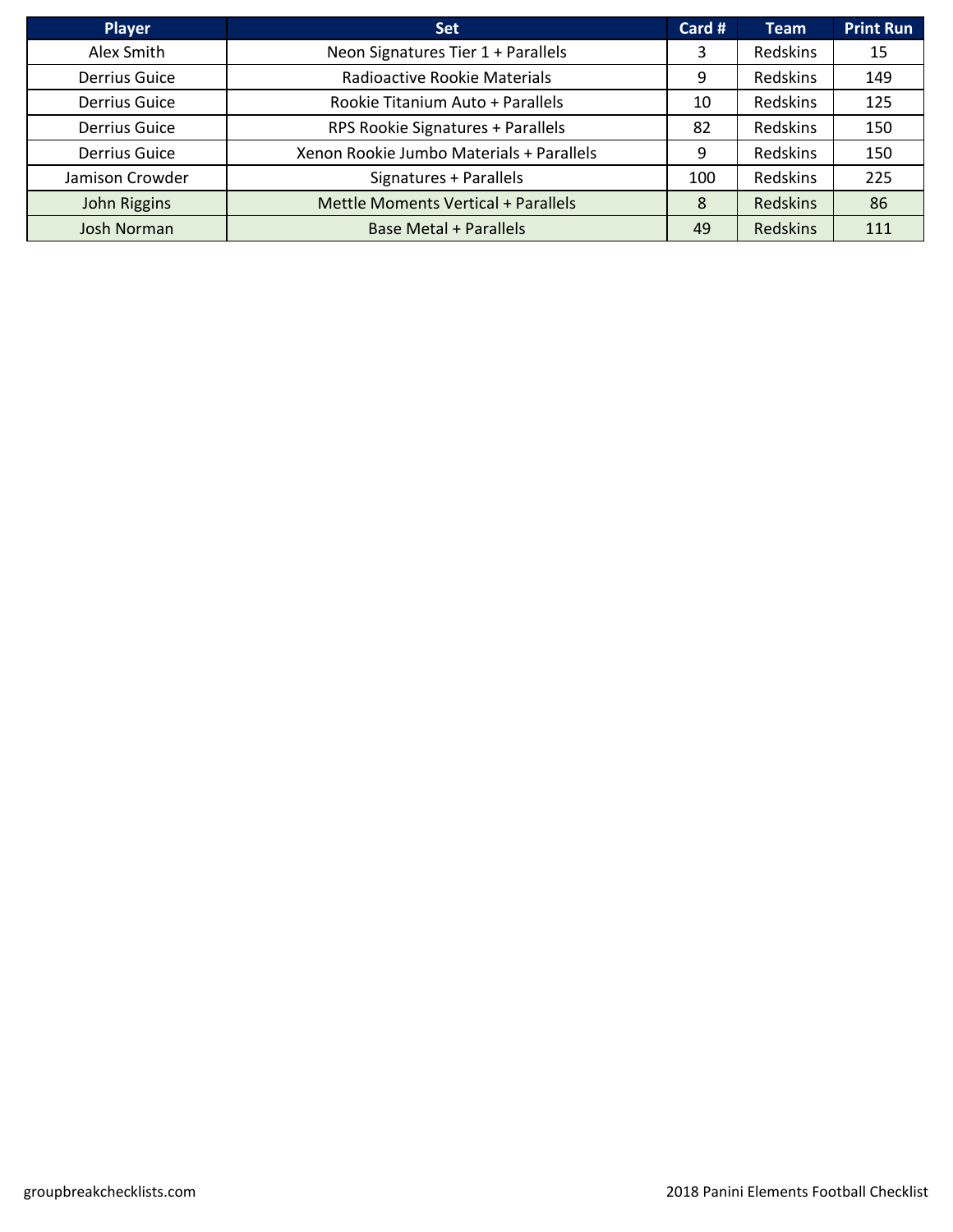| Player | Set | Card # | Team | Print Run |
| --- | --- | --- | --- | --- |
| Alex Smith | Neon Signatures Tier 1 + Parallels | 3 | Redskins | 15 |
| Derrius Guice | Radioactive Rookie Materials | 9 | Redskins | 149 |
| Derrius Guice | Rookie Titanium Auto + Parallels | 10 | Redskins | 125 |
| Derrius Guice | RPS Rookie Signatures + Parallels | 82 | Redskins | 150 |
| Derrius Guice | Xenon Rookie Jumbo Materials + Parallels | 9 | Redskins | 150 |
| Jamison Crowder | Signatures + Parallels | 100 | Redskins | 225 |
| John Riggins | Mettle Moments Vertical + Parallels | 8 | Redskins | 86 |
| Josh Norman | Base Metal + Parallels | 49 | Redskins | 111 |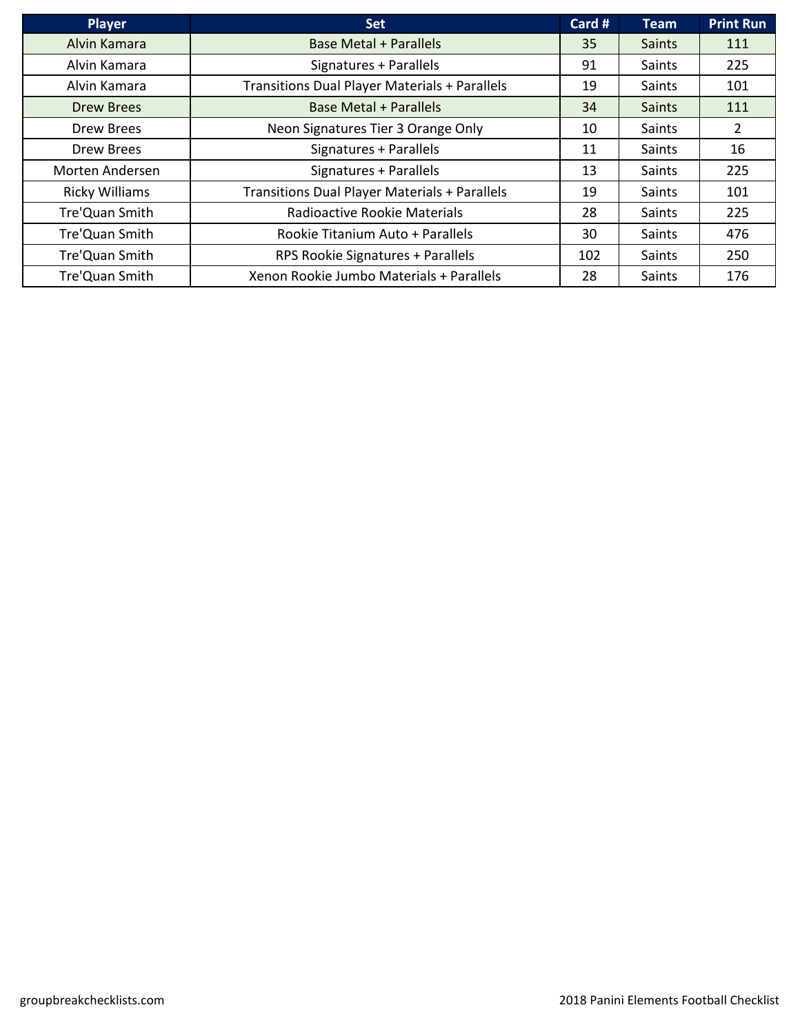| Player | Set | Card # | Team | Print Run |
|---|---|---|---|---|
| Alvin Kamara | Base Metal + Parallels | 35 | Saints | 111 |
| Alvin Kamara | Signatures + Parallels | 91 | Saints | 225 |
| Alvin Kamara | Transitions Dual Player Materials + Parallels | 19 | Saints | 101 |
| Drew Brees | Base Metal + Parallels | 34 | Saints | 111 |
| Drew Brees | Neon Signatures Tier 3 Orange Only | 10 | Saints | 2 |
| Drew Brees | Signatures + Parallels | 11 | Saints | 16 |
| Morten Andersen | Signatures + Parallels | 13 | Saints | 225 |
| Ricky Williams | Transitions Dual Player Materials + Parallels | 19 | Saints | 101 |
| Tre'Quan Smith | Radioactive Rookie Materials | 28 | Saints | 225 |
| Tre'Quan Smith | Rookie Titanium Auto + Parallels | 30 | Saints | 476 |
| Tre'Quan Smith | RPS Rookie Signatures + Parallels | 102 | Saints | 250 |
| Tre'Quan Smith | Xenon Rookie Jumbo Materials + Parallels | 28 | Saints | 176 |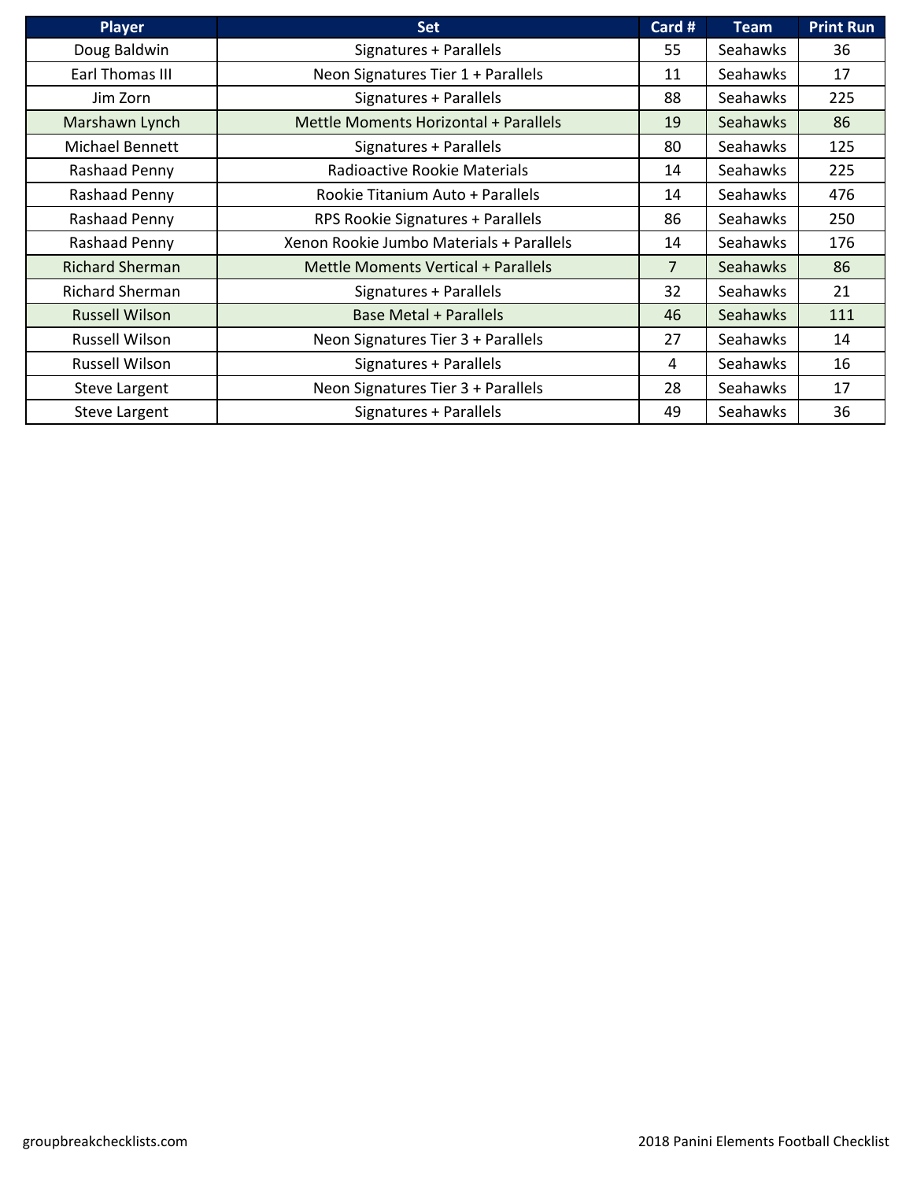| Player | Set | Card # | Team | Print Run |
|---|---|---|---|---|
| Doug Baldwin | Signatures + Parallels | 55 | Seahawks | 36 |
| Earl Thomas III | Neon Signatures Tier 1 + Parallels | 11 | Seahawks | 17 |
| Jim Zorn | Signatures + Parallels | 88 | Seahawks | 225 |
| Marshawn Lynch | Mettle Moments Horizontal + Parallels | 19 | Seahawks | 86 |
| Michael Bennett | Signatures + Parallels | 80 | Seahawks | 125 |
| Rashaad Penny | Radioactive Rookie Materials | 14 | Seahawks | 225 |
| Rashaad Penny | Rookie Titanium Auto + Parallels | 14 | Seahawks | 476 |
| Rashaad Penny | RPS Rookie Signatures + Parallels | 86 | Seahawks | 250 |
| Rashaad Penny | Xenon Rookie Jumbo Materials + Parallels | 14 | Seahawks | 176 |
| Richard Sherman | Mettle Moments Vertical + Parallels | 7 | Seahawks | 86 |
| Richard Sherman | Signatures + Parallels | 32 | Seahawks | 21 |
| Russell Wilson | Base Metal + Parallels | 46 | Seahawks | 111 |
| Russell Wilson | Neon Signatures Tier 3 + Parallels | 27 | Seahawks | 14 |
| Russell Wilson | Signatures + Parallels | 4 | Seahawks | 16 |
| Steve Largent | Neon Signatures Tier 3 + Parallels | 28 | Seahawks | 17 |
| Steve Largent | Signatures + Parallels | 49 | Seahawks | 36 |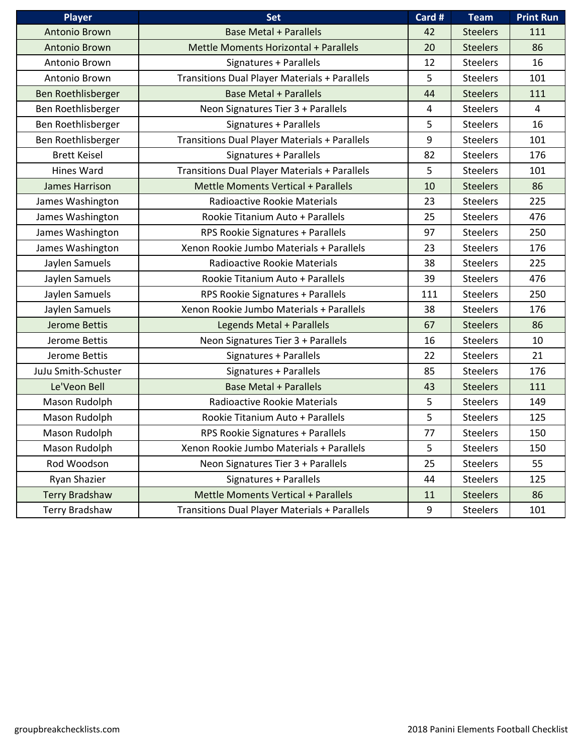| Player | Set | Card # | Team | Print Run |
|---|---|---|---|---|
| Antonio Brown | Base Metal + Parallels | 42 | Steelers | 111 |
| Antonio Brown | Mettle Moments Horizontal + Parallels | 20 | Steelers | 86 |
| Antonio Brown | Signatures + Parallels | 12 | Steelers | 16 |
| Antonio Brown | Transitions Dual Player Materials + Parallels | 5 | Steelers | 101 |
| Ben Roethlisberger | Base Metal + Parallels | 44 | Steelers | 111 |
| Ben Roethlisberger | Neon Signatures Tier 3 + Parallels | 4 | Steelers | 4 |
| Ben Roethlisberger | Signatures + Parallels | 5 | Steelers | 16 |
| Ben Roethlisberger | Transitions Dual Player Materials + Parallels | 9 | Steelers | 101 |
| Brett Keisel | Signatures + Parallels | 82 | Steelers | 176 |
| Hines Ward | Transitions Dual Player Materials + Parallels | 5 | Steelers | 101 |
| James Harrison | Mettle Moments Vertical + Parallels | 10 | Steelers | 86 |
| James Washington | Radioactive Rookie Materials | 23 | Steelers | 225 |
| James Washington | Rookie Titanium Auto + Parallels | 25 | Steelers | 476 |
| James Washington | RPS Rookie Signatures + Parallels | 97 | Steelers | 250 |
| James Washington | Xenon Rookie Jumbo Materials + Parallels | 23 | Steelers | 176 |
| Jaylen Samuels | Radioactive Rookie Materials | 38 | Steelers | 225 |
| Jaylen Samuels | Rookie Titanium Auto + Parallels | 39 | Steelers | 476 |
| Jaylen Samuels | RPS Rookie Signatures + Parallels | 111 | Steelers | 250 |
| Jaylen Samuels | Xenon Rookie Jumbo Materials + Parallels | 38 | Steelers | 176 |
| Jerome Bettis | Legends Metal + Parallels | 67 | Steelers | 86 |
| Jerome Bettis | Neon Signatures Tier 3 + Parallels | 16 | Steelers | 10 |
| Jerome Bettis | Signatures + Parallels | 22 | Steelers | 21 |
| JuJu Smith-Schuster | Signatures + Parallels | 85 | Steelers | 176 |
| Le'Veon Bell | Base Metal + Parallels | 43 | Steelers | 111 |
| Mason Rudolph | Radioactive Rookie Materials | 5 | Steelers | 149 |
| Mason Rudolph | Rookie Titanium Auto + Parallels | 5 | Steelers | 125 |
| Mason Rudolph | RPS Rookie Signatures + Parallels | 77 | Steelers | 150 |
| Mason Rudolph | Xenon Rookie Jumbo Materials + Parallels | 5 | Steelers | 150 |
| Rod Woodson | Neon Signatures Tier 3 + Parallels | 25 | Steelers | 55 |
| Ryan Shazier | Signatures + Parallels | 44 | Steelers | 125 |
| Terry Bradshaw | Mettle Moments Vertical + Parallels | 11 | Steelers | 86 |
| Terry Bradshaw | Transitions Dual Player Materials + Parallels | 9 | Steelers | 101 |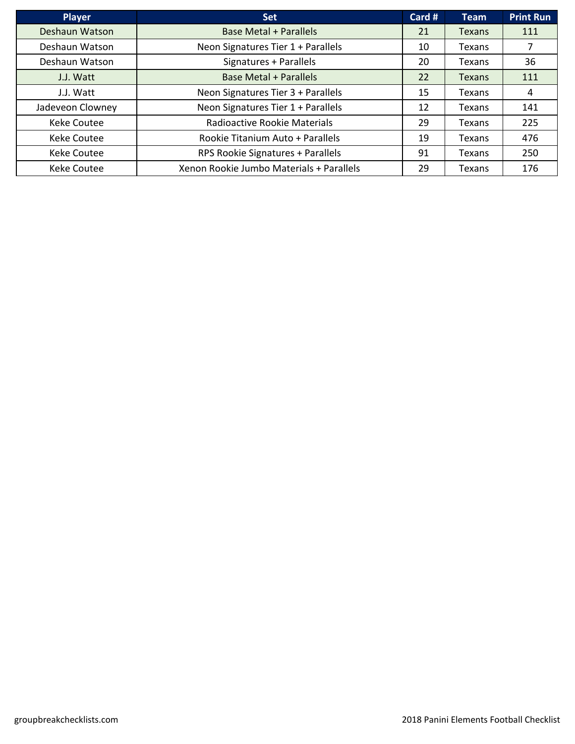| Player | Set | Card # | Team | Print Run |
|---|---|---|---|---|
| Deshaun Watson | Base Metal + Parallels | 21 | Texans | 111 |
| Deshaun Watson | Neon Signatures Tier 1 + Parallels | 10 | Texans | 7 |
| Deshaun Watson | Signatures + Parallels | 20 | Texans | 36 |
| J.J. Watt | Base Metal + Parallels | 22 | Texans | 111 |
| J.J. Watt | Neon Signatures Tier 3 + Parallels | 15 | Texans | 4 |
| Jadeveon Clowney | Neon Signatures Tier 1 + Parallels | 12 | Texans | 141 |
| Keke Coutee | Radioactive Rookie Materials | 29 | Texans | 225 |
| Keke Coutee | Rookie Titanium Auto + Parallels | 19 | Texans | 476 |
| Keke Coutee | RPS Rookie Signatures + Parallels | 91 | Texans | 250 |
| Keke Coutee | Xenon Rookie Jumbo Materials + Parallels | 29 | Texans | 176 |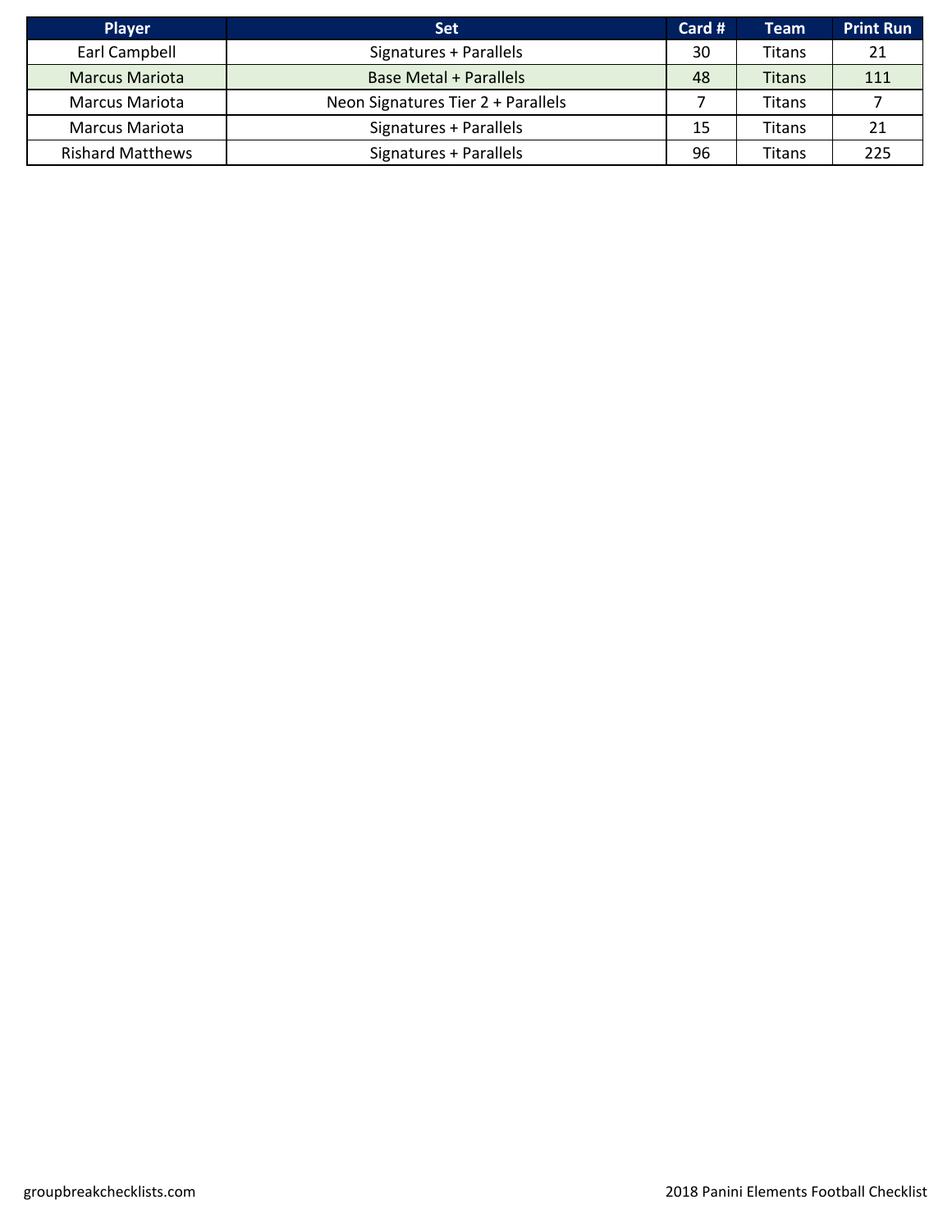| Player | Set | Card # | Team | Print Run |
| --- | --- | --- | --- | --- |
| Earl Campbell | Signatures + Parallels | 30 | Titans | 21 |
| Marcus Mariota | Base Metal + Parallels | 48 | Titans | 111 |
| Marcus Mariota | Neon Signatures Tier 2 + Parallels | 7 | Titans | 7 |
| Marcus Mariota | Signatures + Parallels | 15 | Titans | 21 |
| Rishard Matthews | Signatures + Parallels | 96 | Titans | 225 |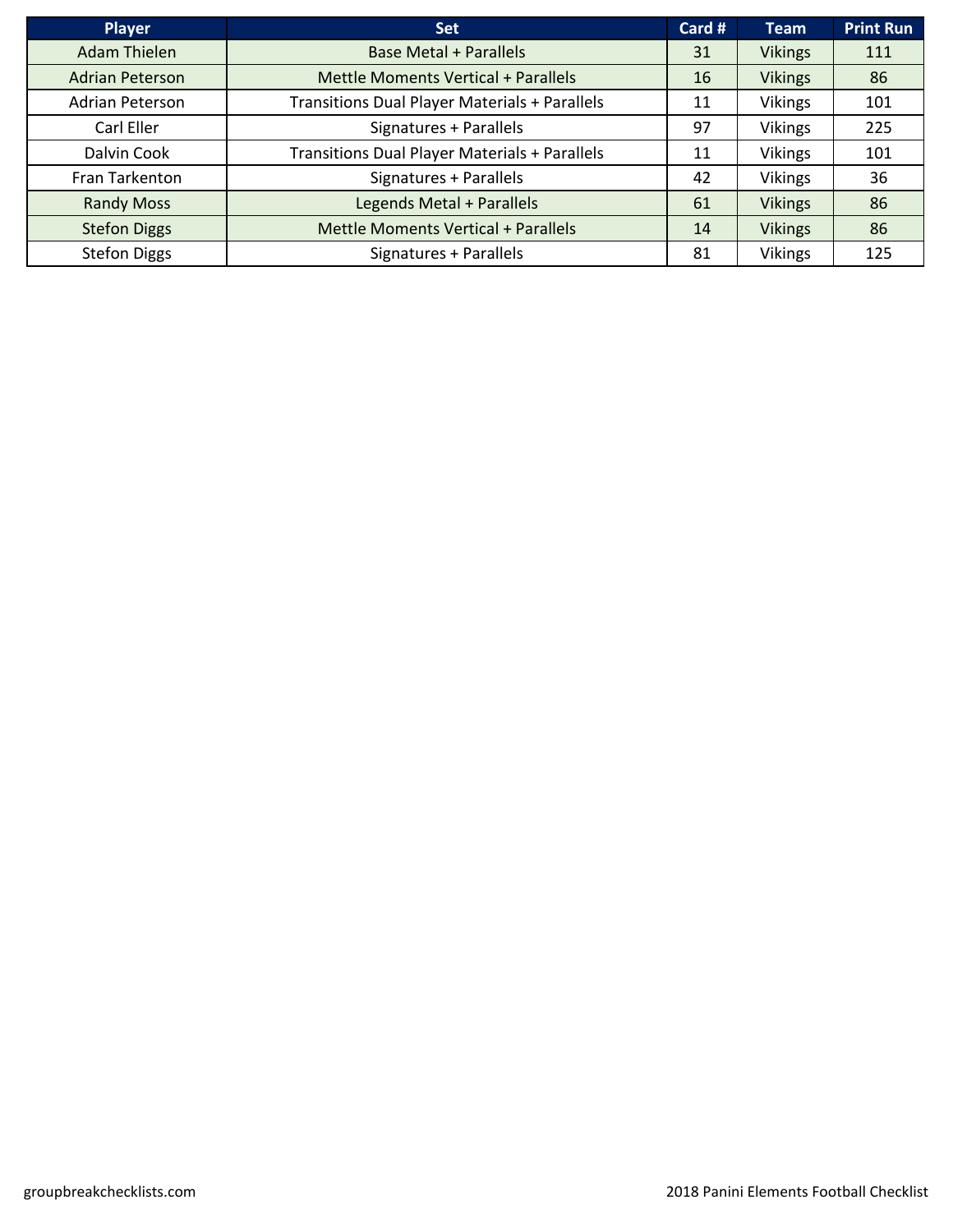| Player | Set | Card # | Team | Print Run |
|---|---|---|---|---|
| Adam Thielen | Base Metal + Parallels | 31 | Vikings | 111 |
| Adrian Peterson | Mettle Moments Vertical + Parallels | 16 | Vikings | 86 |
| Adrian Peterson | Transitions Dual Player Materials + Parallels | 11 | Vikings | 101 |
| Carl Eller | Signatures + Parallels | 97 | Vikings | 225 |
| Dalvin Cook | Transitions Dual Player Materials + Parallels | 11 | Vikings | 101 |
| Fran Tarkenton | Signatures + Parallels | 42 | Vikings | 36 |
| Randy Moss | Legends Metal + Parallels | 61 | Vikings | 86 |
| Stefon Diggs | Mettle Moments Vertical + Parallels | 14 | Vikings | 86 |
| Stefon Diggs | Signatures + Parallels | 81 | Vikings | 125 |